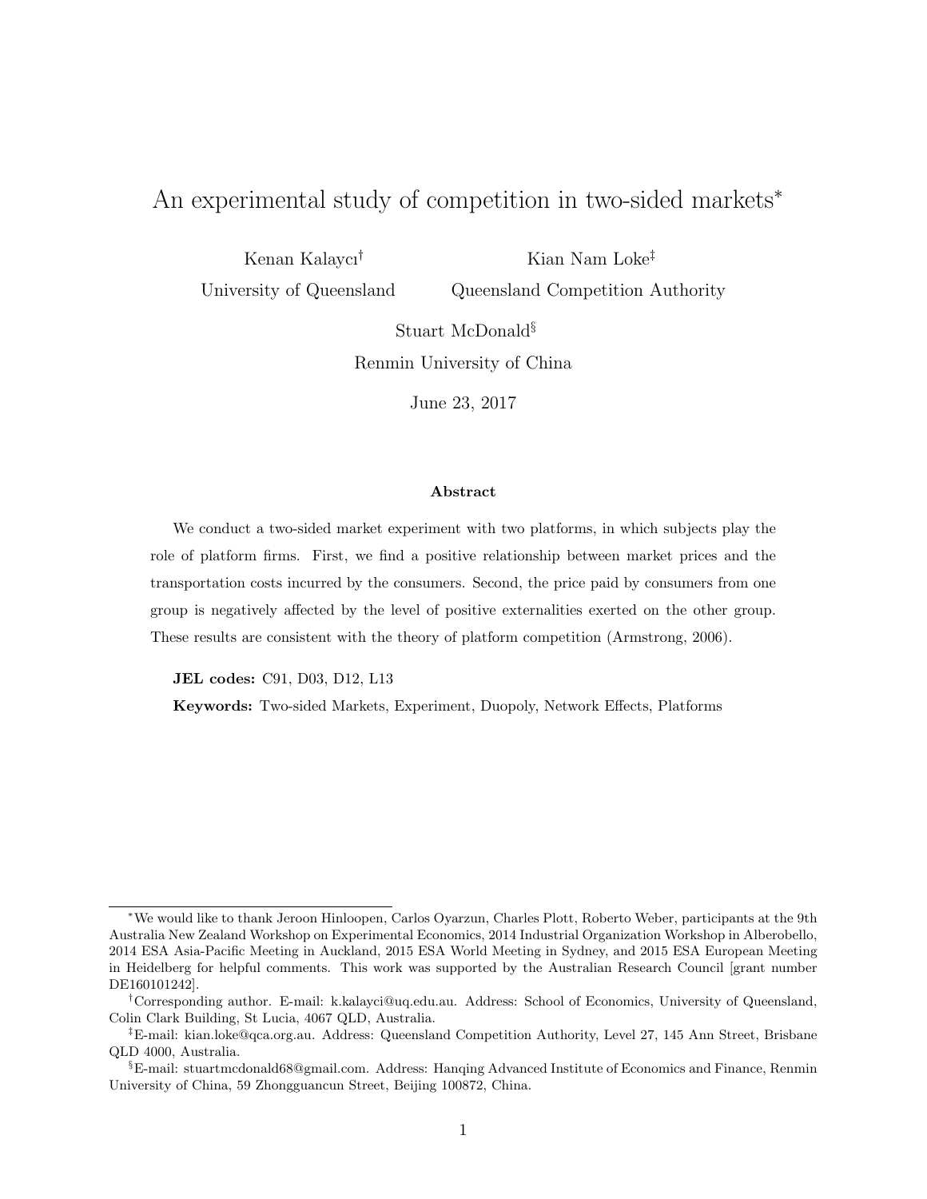# An experimental study of competition in two-sided markets*

Kenan Kalaycı[†]
University of Queensland

Kian Nam Loke[‡]
Queensland Competition Authority

Stuart McDonald[§]
Renmin University of China

June 23, 2017

### Abstract

We conduct a two-sided market experiment with two platforms, in which subjects play the role of platform firms. First, we find a positive relationship between market prices and the transportation costs incurred by the consumers. Second, the price paid by consumers from one group is negatively affected by the level of positive externalities exerted on the other group. These results are consistent with the theory of platform competition (Armstrong, 2006).

**JEL codes:** C91, D03, D12, L13

**Keywords:** Two-sided Markets, Experiment, Duopoly, Network Effects, Platforms

---

*We would like to thank Jeroon Hinloopen, Carlos Oyarzun, Charles Plott, Roberto Weber, participants at the 9th Australia New Zealand Workshop on Experimental Economics, 2014 Industrial Organization Workshop in Alberobello, 2014 ESA Asia-Pacific Meeting in Auckland, 2015 ESA World Meeting in Sydney, and 2015 ESA European Meeting in Heidelberg for helpful comments. This work was supported by the Australian Research Council [grant number DE160101242].

[†]Corresponding author. E-mail: k.kalayci@uq.edu.au. Address: School of Economics, University of Queensland, Colin Clark Building, St Lucia, 4067 QLD, Australia.

[‡]E-mail: kian.loke@qca.org.au. Address: Queensland Competition Authority, Level 27, 145 Ann Street, Brisbane QLD 4000, Australia.

[§]E-mail: stuartmcdonald68@gmail.com. Address: Hanqing Advanced Institute of Economics and Finance, Renmin University of China, 59 Zhongguancun Street, Beijing 100872, China.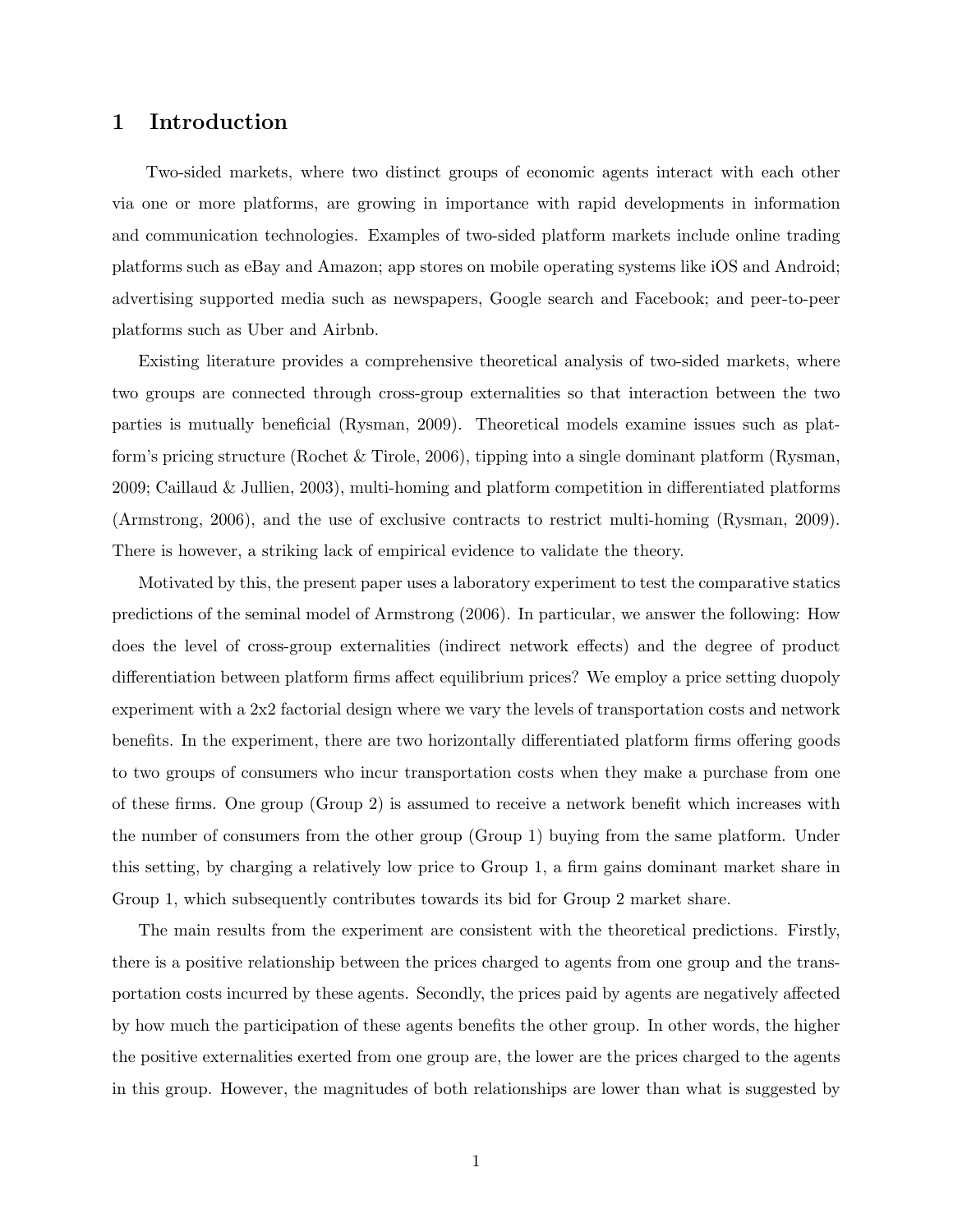# 1 Introduction

Two-sided markets, where two distinct groups of economic agents interact with each other via one or more platforms, are growing in importance with rapid developments in information and communication technologies. Examples of two-sided platform markets include online trading platforms such as eBay and Amazon; app stores on mobile operating systems like iOS and Android; advertising supported media such as newspapers, Google search and Facebook; and peer-to-peer platforms such as Uber and Airbnb.

Existing literature provides a comprehensive theoretical analysis of two-sided markets, where two groups are connected through cross-group externalities so that interaction between the two parties is mutually beneficial (Rysman, 2009). Theoretical models examine issues such as platform's pricing structure (Rochet & Tirole, 2006), tipping into a single dominant platform (Rysman, 2009; Caillaud & Jullien, 2003), multi-homing and platform competition in differentiated platforms (Armstrong, 2006), and the use of exclusive contracts to restrict multi-homing (Rysman, 2009). There is however, a striking lack of empirical evidence to validate the theory.

Motivated by this, the present paper uses a laboratory experiment to test the comparative statics predictions of the seminal model of Armstrong (2006). In particular, we answer the following: How does the level of cross-group externalities (indirect network effects) and the degree of product differentiation between platform firms affect equilibrium prices? We employ a price setting duopoly experiment with a 2x2 factorial design where we vary the levels of transportation costs and network benefits. In the experiment, there are two horizontally differentiated platform firms offering goods to two groups of consumers who incur transportation costs when they make a purchase from one of these firms. One group (Group 2) is assumed to receive a network benefit which increases with the number of consumers from the other group (Group 1) buying from the same platform. Under this setting, by charging a relatively low price to Group 1, a firm gains dominant market share in Group 1, which subsequently contributes towards its bid for Group 2 market share.

The main results from the experiment are consistent with the theoretical predictions. Firstly, there is a positive relationship between the prices charged to agents from one group and the transportation costs incurred by these agents. Secondly, the prices paid by agents are negatively affected by how much the participation of these agents benefits the other group. In other words, the higher the positive externalities exerted from one group are, the lower are the prices charged to the agents in this group. However, the magnitudes of both relationships are lower than what is suggested by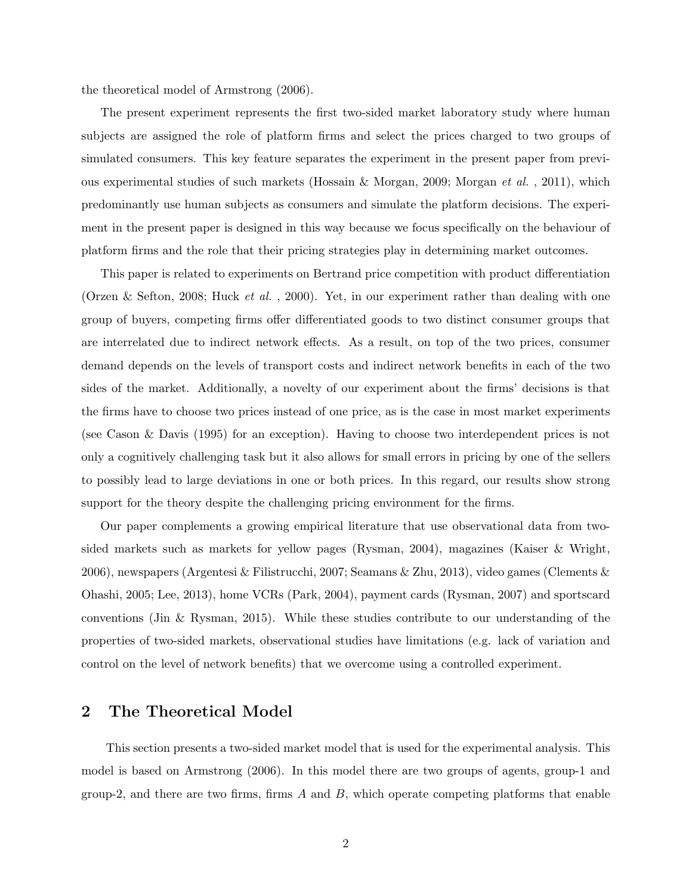the theoretical model of Armstrong (2006).

The present experiment represents the first two-sided market laboratory study where human subjects are assigned the role of platform firms and select the prices charged to two groups of simulated consumers. This key feature separates the experiment in the present paper from previous experimental studies of such markets (Hossain & Morgan, 2009; Morgan *et al.* , 2011), which predominantly use human subjects as consumers and simulate the platform decisions. The experiment in the present paper is designed in this way because we focus specifically on the behaviour of platform firms and the role that their pricing strategies play in determining market outcomes.

This paper is related to experiments on Bertrand price competition with product differentiation (Orzen & Sefton, 2008; Huck *et al.* , 2000). Yet, in our experiment rather than dealing with one group of buyers, competing firms offer differentiated goods to two distinct consumer groups that are interrelated due to indirect network effects. As a result, on top of the two prices, consumer demand depends on the levels of transport costs and indirect network benefits in each of the two sides of the market. Additionally, a novelty of our experiment about the firms' decisions is that the firms have to choose two prices instead of one price, as is the case in most market experiments (see Cason & Davis (1995) for an exception). Having to choose two interdependent prices is not only a cognitively challenging task but it also allows for small errors in pricing by one of the sellers to possibly lead to large deviations in one or both prices. In this regard, our results show strong support for the theory despite the challenging pricing environment for the firms.

Our paper complements a growing empirical literature that use observational data from two-sided markets such as markets for yellow pages (Rysman, 2004), magazines (Kaiser & Wright, 2006), newspapers (Argentesi & Filistrucchi, 2007; Seamans & Zhu, 2013), video games (Clements & Ohashi, 2005; Lee, 2013), home VCRs (Park, 2004), payment cards (Rysman, 2007) and sportscard conventions (Jin & Rysman, 2015). While these studies contribute to our understanding of the properties of two-sided markets, observational studies have limitations (e.g. lack of variation and control on the level of network benefits) that we overcome using a controlled experiment.

## 2 The Theoretical Model

This section presents a two-sided market model that is used for the experimental analysis. This model is based on Armstrong (2006). In this model there are two groups of agents, group-1 and group-2, and there are two firms, firms $A$ and $B$, which operate competing platforms that enable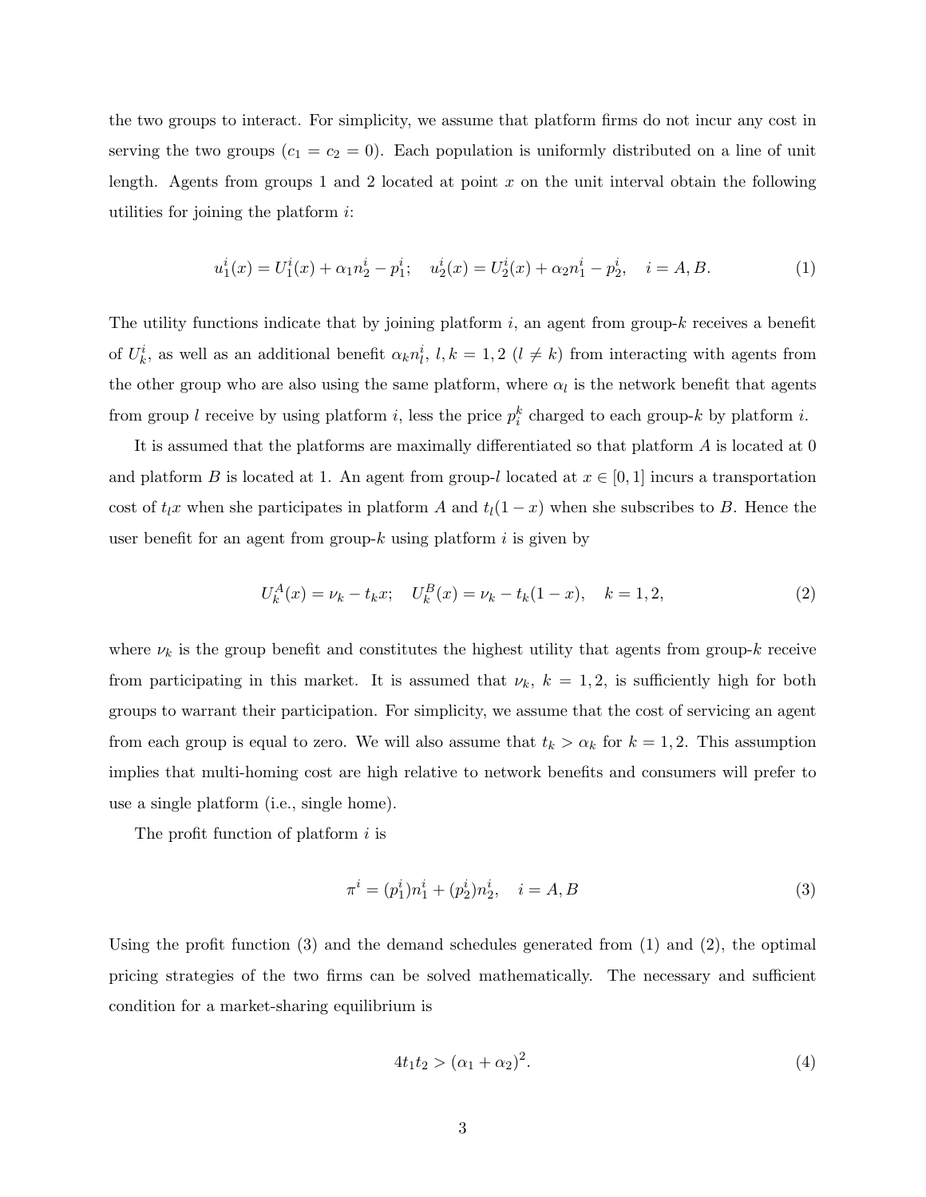the two groups to interact. For simplicity, we assume that platform firms do not incur any cost in serving the two groups ($c_1 = c_2 = 0$). Each population is uniformly distributed on a line of unit length. Agents from groups 1 and 2 located at point $x$ on the unit interval obtain the following utilities for joining the platform $i$:

$$u_1^i(x) = U_1^i(x) + \alpha_1 n_2^i - p_1^i; \quad u_2^i(x) = U_2^i(x) + \alpha_2 n_1^i - p_2^i, \quad i = A, B. \tag{1}$$

The utility functions indicate that by joining platform $i$, an agent from group-$k$ receives a benefit of $U_k^i$, as well as an additional benefit $\alpha_k n_l^i$, $l, k = 1, 2$ ($l \neq k$) from interacting with agents from the other group who are also using the same platform, where $\alpha_l$ is the network benefit that agents from group $l$ receive by using platform $i$, less the price $p_i^k$ charged to each group-$k$ by platform $i$.

It is assumed that the platforms are maximally differentiated so that platform $A$ is located at 0 and platform $B$ is located at 1. An agent from group-$l$ located at $x \in [0, 1]$ incurs a transportation cost of $t_l x$ when she participates in platform $A$ and $t_l(1 - x)$ when she subscribes to $B$. Hence the user benefit for an agent from group-$k$ using platform $i$ is given by

$$U_k^A(x) = \nu_k - t_k x; \quad U_k^B(x) = \nu_k - t_k(1 - x), \quad k = 1, 2, \tag{2}$$

where $\nu_k$ is the group benefit and constitutes the highest utility that agents from group-$k$ receive from participating in this market. It is assumed that $\nu_k$, $k = 1, 2$, is sufficiently high for both groups to warrant their participation. For simplicity, we assume that the cost of servicing an agent from each group is equal to zero. We will also assume that $t_k > \alpha_k$ for $k = 1, 2$. This assumption implies that multi-homing cost are high relative to network benefits and consumers will prefer to use a single platform (i.e., single home).

The profit function of platform $i$ is

$$\pi^i = (p_1^i) n_1^i + (p_2^i) n_2^i, \quad i = A, B \tag{3}$$

Using the profit function (3) and the demand schedules generated from (1) and (2), the optimal pricing strategies of the two firms can be solved mathematically. The necessary and sufficient condition for a market-sharing equilibrium is

$$4 t_1 t_2 > (\alpha_1 + \alpha_2)^2. \tag{4}$$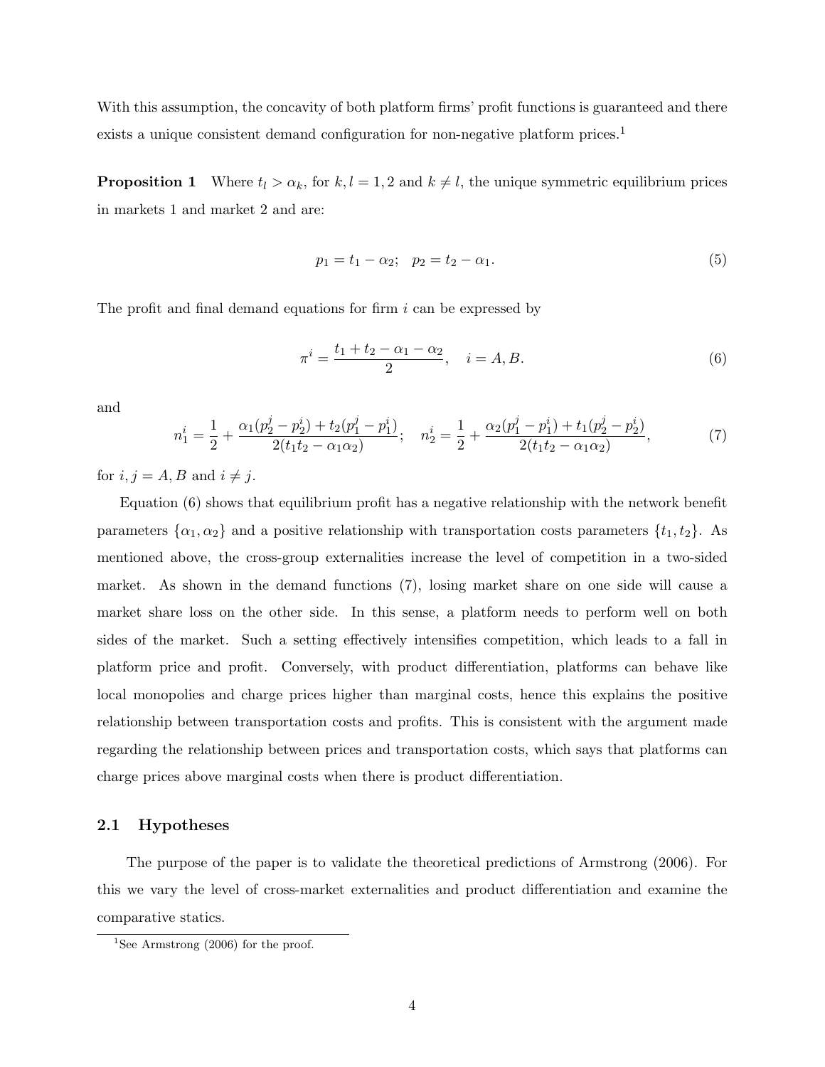With this assumption, the concavity of both platform firms' profit functions is guaranteed and there exists a unique consistent demand configuration for non-negative platform prices.[1]

**Proposition 1** Where $t_l > \alpha_k$, for $k, l = 1, 2$ and $k \neq l$, the unique symmetric equilibrium prices in markets 1 and market 2 and are:

$$p_1 = t_1 - \alpha_2; \quad p_2 = t_2 - \alpha_1. \tag{5}$$

The profit and final demand equations for firm $i$ can be expressed by

$$\pi^i = \frac{t_1 + t_2 - \alpha_1 - \alpha_2}{2}, \quad i = A, B. \tag{6}$$

and

$$n_1^i = \frac{1}{2} + \frac{\alpha_1(p_2^j - p_2^i) + t_2(p_1^j - p_1^i)}{2(t_1 t_2 - \alpha_1 \alpha_2)}; \quad n_2^i = \frac{1}{2} + \frac{\alpha_2(p_1^j - p_1^i) + t_1(p_2^j - p_2^i)}{2(t_1 t_2 - \alpha_1 \alpha_2)}, \tag{7}$$

for $i, j = A, B$ and $i \neq j$.

Equation (6) shows that equilibrium profit has a negative relationship with the network benefit parameters $\{\alpha_1, \alpha_2\}$ and a positive relationship with transportation costs parameters $\{t_1, t_2\}$. As mentioned above, the cross-group externalities increase the level of competition in a two-sided market. As shown in the demand functions (7), losing market share on one side will cause a market share loss on the other side. In this sense, a platform needs to perform well on both sides of the market. Such a setting effectively intensifies competition, which leads to a fall in platform price and profit. Conversely, with product differentiation, platforms can behave like local monopolies and charge prices higher than marginal costs, hence this explains the positive relationship between transportation costs and profits. This is consistent with the argument made regarding the relationship between prices and transportation costs, which says that platforms can charge prices above marginal costs when there is product differentiation.

## 2.1 Hypotheses

The purpose of the paper is to validate the theoretical predictions of Armstrong (2006). For this we vary the level of cross-market externalities and product differentiation and examine the comparative statics.

[1] See Armstrong (2006) for the proof.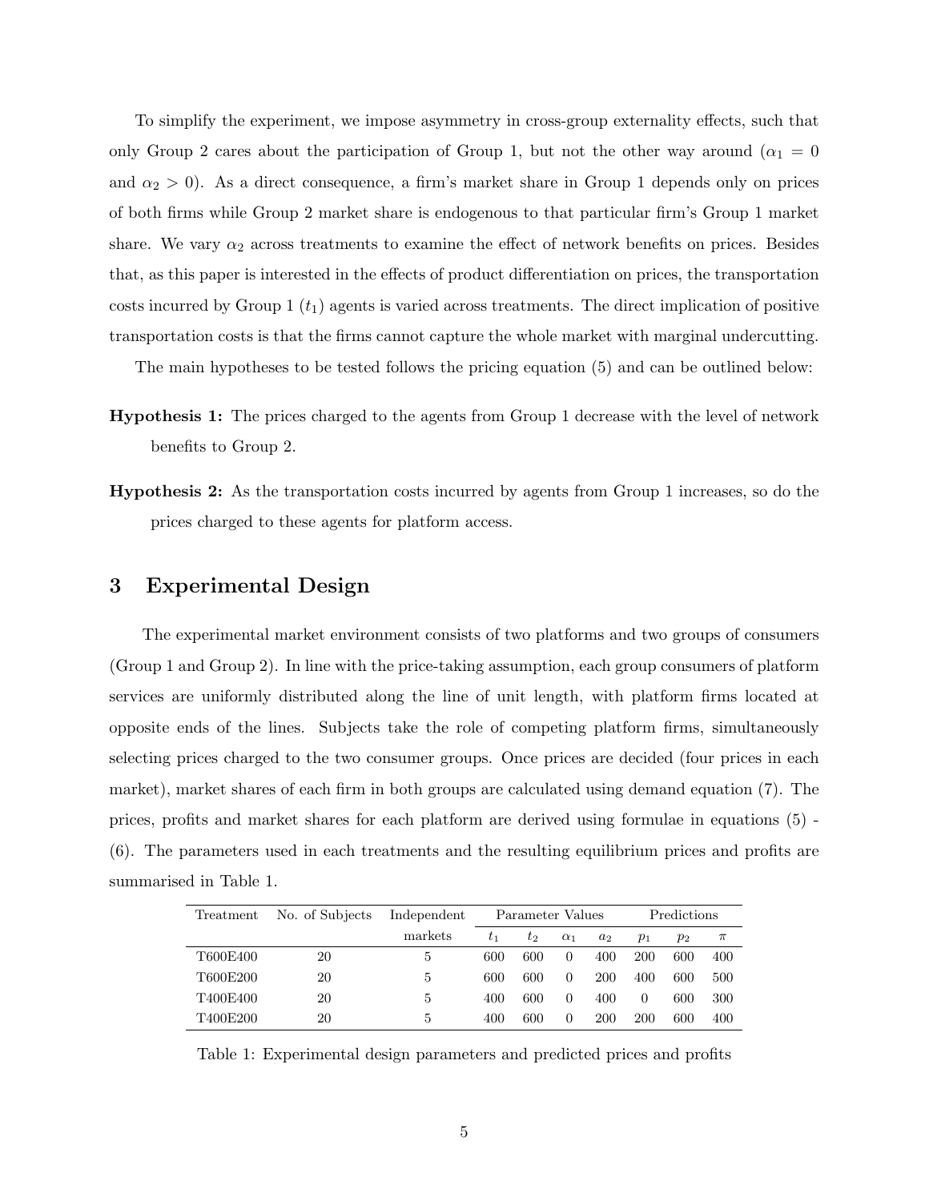To simplify the experiment, we impose asymmetry in cross-group externality effects, such that only Group 2 cares about the participation of Group 1, but not the other way around ($\alpha_1 = 0$ and $\alpha_2 > 0$). As a direct consequence, a firm's market share in Group 1 depends only on prices of both firms while Group 2 market share is endogenous to that particular firm's Group 1 market share. We vary $\alpha_2$ across treatments to examine the effect of network benefits on prices. Besides that, as this paper is interested in the effects of product differentiation on prices, the transportation costs incurred by Group 1 ($t_1$) agents is varied across treatments. The direct implication of positive transportation costs is that the firms cannot capture the whole market with marginal undercutting.

The main hypotheses to be tested follows the pricing equation (5) and can be outlined below:

**Hypothesis 1:** The prices charged to the agents from Group 1 decrease with the level of network benefits to Group 2.

**Hypothesis 2:** As the transportation costs incurred by agents from Group 1 increases, so do the prices charged to these agents for platform access.

# 3 Experimental Design

The experimental market environment consists of two platforms and two groups of consumers (Group 1 and Group 2). In line with the price-taking assumption, each group consumers of platform services are uniformly distributed along the line of unit length, with platform firms located at opposite ends of the lines. Subjects take the role of competing platform firms, simultaneously selecting prices charged to the two consumer groups. Once prices are decided (four prices in each market), market shares of each firm in both groups are calculated using demand equation (7). The prices, profits and market shares for each platform are derived using formulae in equations (5) - (6). The parameters used in each treatments and the resulting equilibrium prices and profits are summarised in Table 1.

| Treatment | No. of Subjects | Independent markets | Parameter Values | | | | Predictions | | |
|---|---|---|---|---|---|---|---|---|---|
| | | | $t_1$ | $t_2$ | $\alpha_1$ | $a_2$ | $p_1$ | $p_2$ | $\pi$ |
| T600E400 | 20 | 5 | 600 | 600 | 0 | 400 | 200 | 600 | 400 |
| T600E200 | 20 | 5 | 600 | 600 | 0 | 200 | 400 | 600 | 500 |
| T400E400 | 20 | 5 | 400 | 600 | 0 | 400 | 0 | 600 | 300 |
| T400E200 | 20 | 5 | 400 | 600 | 0 | 200 | 200 | 600 | 400 |

Table 1: Experimental design parameters and predicted prices and profits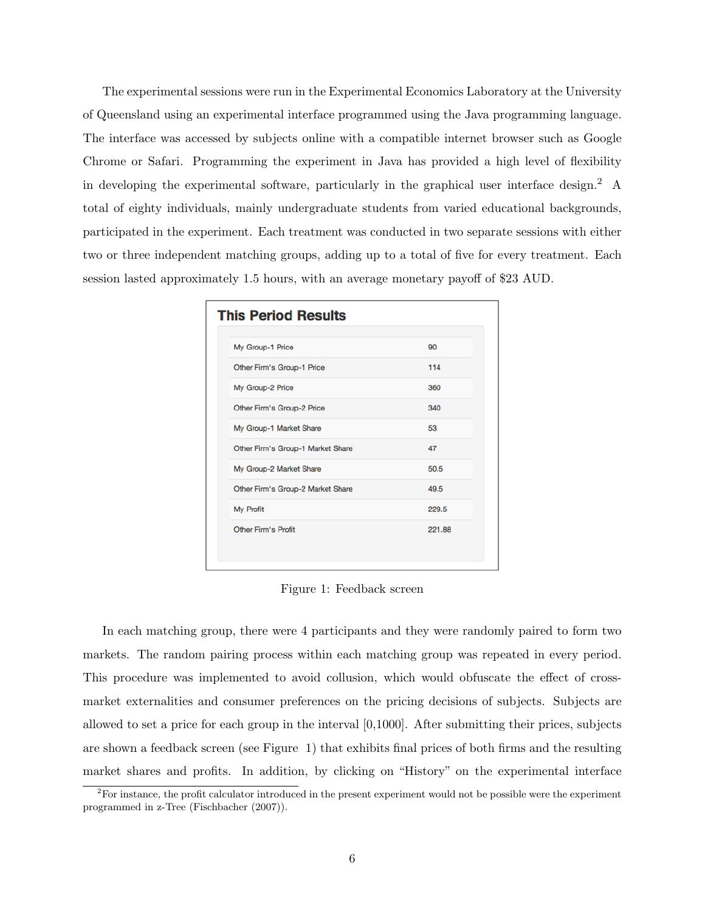The experimental sessions were run in the Experimental Economics Laboratory at the University of Queensland using an experimental interface programmed using the Java programming language. The interface was accessed by subjects online with a compatible internet browser such as Google Chrome or Safari. Programming the experiment in Java has provided a high level of flexibility in developing the experimental software, particularly in the graphical user interface design.[2] A total of eighty individuals, mainly undergraduate students from varied educational backgrounds, participated in the experiment. Each treatment was conducted in two separate sessions with either two or three independent matching groups, adding up to a total of five for every treatment. Each session lasted approximately 1.5 hours, with an average monetary payoff of $23 AUD.

**This Period Results**

| | |
|---|---|
| My Group-1 Price | 90 |
| Other Firm's Group-1 Price | 114 |
| My Group-2 Price | 360 |
| Other Firm's Group-2 Price | 340 |
| My Group-1 Market Share | 53 |
| Other Firm's Group-1 Market Share | 47 |
| My Group-2 Market Share | 50.5 |
| Other Firm's Group-2 Market Share | 49.5 |
| My Profit | 229.5 |
| Other Firm's Profit | 221.88 |

Figure 1: Feedback screen

In each matching group, there were 4 participants and they were randomly paired to form two markets. The random pairing process within each matching group was repeated in every period. This procedure was implemented to avoid collusion, which would obfuscate the effect of cross-market externalities and consumer preferences on the pricing decisions of subjects. Subjects are allowed to set a price for each group in the interval [0,1000]. After submitting their prices, subjects are shown a feedback screen (see Figure 1) that exhibits final prices of both firms and the resulting market shares and profits. In addition, by clicking on "History" on the experimental interface

[2] For instance, the profit calculator introduced in the present experiment would not be possible were the experiment programmed in z-Tree (Fischbacher (2007)).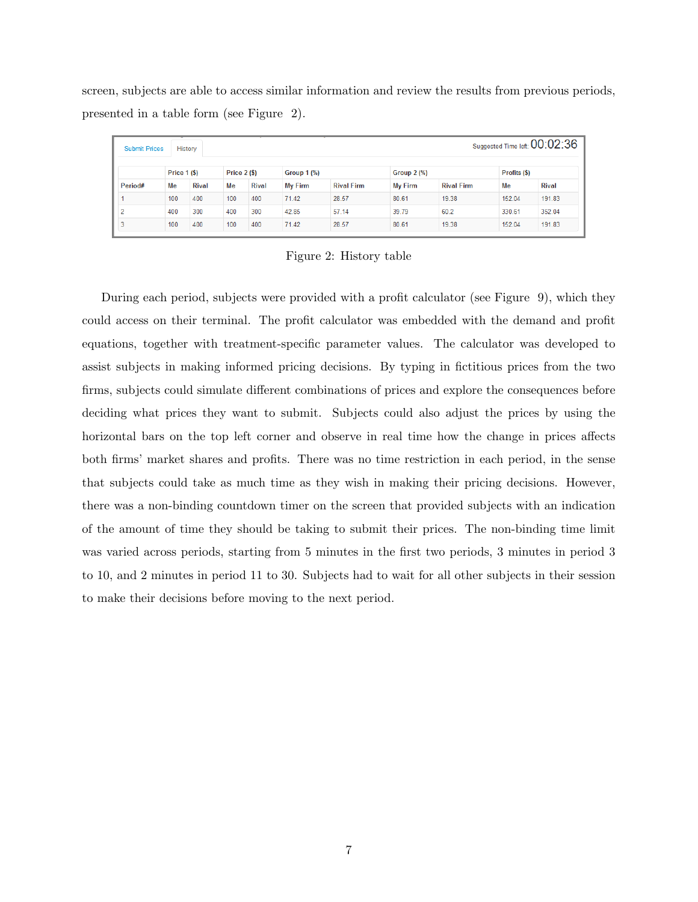screen, subjects are able to access similar information and review the results from previous periods, presented in a table form (see Figure 2).

| | Price 1 ($) | | Price 2 ($) | | Group 1 (%) | | Group 2 (%) | | Profits ($) | |
|---|---|---|---|---|---|---|---|---|---|---|
| Period# | Me | Rival | Me | Rival | My Firm | Rival Firm | My Firm | Rival Firm | Me | Rival |
| 1 | 100 | 400 | 100 | 400 | 71.42 | 28.57 | 80.61 | 19.38 | 152.04 | 191.83 |
| 2 | 400 | 300 | 400 | 300 | 42.85 | 57.14 | 39.79 | 60.2 | 330.61 | 352.04 |
| 3 | 100 | 400 | 100 | 400 | 71.42 | 28.57 | 80.61 | 19.38 | 152.04 | 191.83 |

Figure 2: History table

During each period, subjects were provided with a profit calculator (see Figure 9), which they could access on their terminal. The profit calculator was embedded with the demand and profit equations, together with treatment-specific parameter values. The calculator was developed to assist subjects in making informed pricing decisions. By typing in fictitious prices from the two firms, subjects could simulate different combinations of prices and explore the consequences before deciding what prices they want to submit. Subjects could also adjust the prices by using the horizontal bars on the top left corner and observe in real time how the change in prices affects both firms' market shares and profits. There was no time restriction in each period, in the sense that subjects could take as much time as they wish in making their pricing decisions. However, there was a non-binding countdown timer on the screen that provided subjects with an indication of the amount of time they should be taking to submit their prices. The non-binding time limit was varied across periods, starting from 5 minutes in the first two periods, 3 minutes in period 3 to 10, and 2 minutes in period 11 to 30. Subjects had to wait for all other subjects in their session to make their decisions before moving to the next period.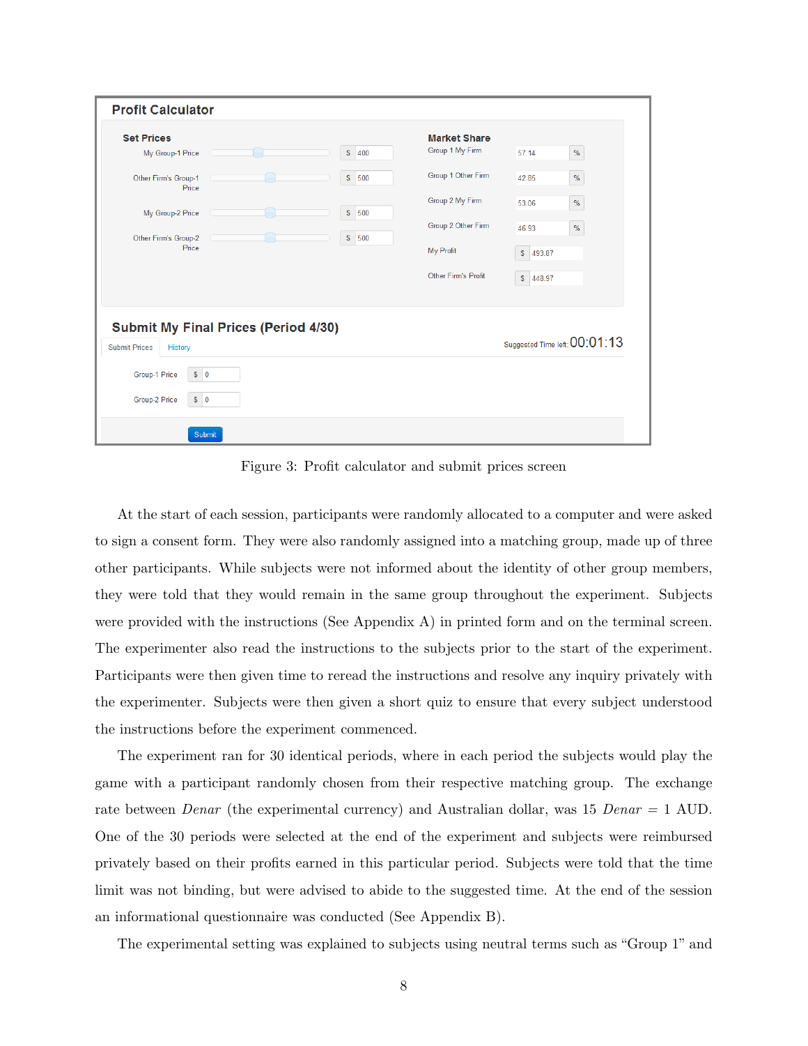Figure 3: Profit calculator and submit prices screen

At the start of each session, participants were randomly allocated to a computer and were asked to sign a consent form. They were also randomly assigned into a matching group, made up of three other participants. While subjects were not informed about the identity of other group members, they were told that they would remain in the same group throughout the experiment. Subjects were provided with the instructions (See Appendix A) in printed form and on the terminal screen. The experimenter also read the instructions to the subjects prior to the start of the experiment. Participants were then given time to reread the instructions and resolve any inquiry privately with the experimenter. Subjects were then given a short quiz to ensure that every subject understood the instructions before the experiment commenced.

The experiment ran for 30 identical periods, where in each period the subjects would play the game with a participant randomly chosen from their respective matching group. The exchange rate between *Denar* (the experimental currency) and Australian dollar, was 15 *Denar* = 1 AUD. One of the 30 periods were selected at the end of the experiment and subjects were reimbursed privately based on their profits earned in this particular period. Subjects were told that the time limit was not binding, but were advised to abide to the suggested time. At the end of the session an informational questionnaire was conducted (See Appendix B).

The experimental setting was explained to subjects using neutral terms such as "Group 1" and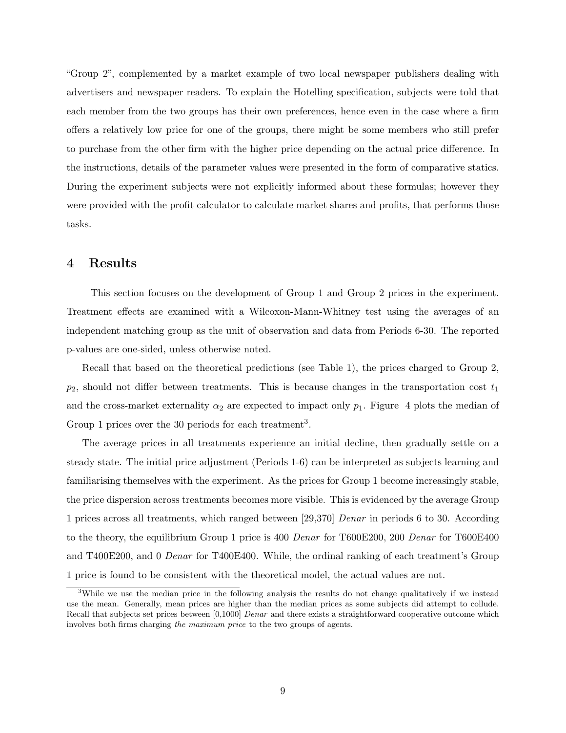"Group 2", complemented by a market example of two local newspaper publishers dealing with advertisers and newspaper readers. To explain the Hotelling specification, subjects were told that each member from the two groups has their own preferences, hence even in the case where a firm offers a relatively low price for one of the groups, there might be some members who still prefer to purchase from the other firm with the higher price depending on the actual price difference. In the instructions, details of the parameter values were presented in the form of comparative statics. During the experiment subjects were not explicitly informed about these formulas; however they were provided with the profit calculator to calculate market shares and profits, that performs those tasks.

## 4 Results

This section focuses on the development of Group 1 and Group 2 prices in the experiment. Treatment effects are examined with a Wilcoxon-Mann-Whitney test using the averages of an independent matching group as the unit of observation and data from Periods 6-30. The reported p-values are one-sided, unless otherwise noted.

Recall that based on the theoretical predictions (see Table 1), the prices charged to Group 2, $p_2$, should not differ between treatments. This is because changes in the transportation cost $t_1$ and the cross-market externality $\alpha_2$ are expected to impact only $p_1$. Figure 4 plots the median of Group 1 prices over the 30 periods for each treatment[3].

The average prices in all treatments experience an initial decline, then gradually settle on a steady state. The initial price adjustment (Periods 1-6) can be interpreted as subjects learning and familiarising themselves with the experiment. As the prices for Group 1 become increasingly stable, the price dispersion across treatments becomes more visible. This is evidenced by the average Group 1 prices across all treatments, which ranged between [29,370] *Denar* in periods 6 to 30. According to the theory, the equilibrium Group 1 price is 400 *Denar* for T600E200, 200 *Denar* for T600E400 and T400E200, and 0 *Denar* for T400E400. While, the ordinal ranking of each treatment's Group 1 price is found to be consistent with the theoretical model, the actual values are not.

[3]While we use the median price in the following analysis the results do not change qualitatively if we instead use the mean. Generally, mean prices are higher than the median prices as some subjects did attempt to collude. Recall that subjects set prices between [0,1000] *Denar* and there exists a straightforward cooperative outcome which involves both firms charging *the maximum price* to the two groups of agents.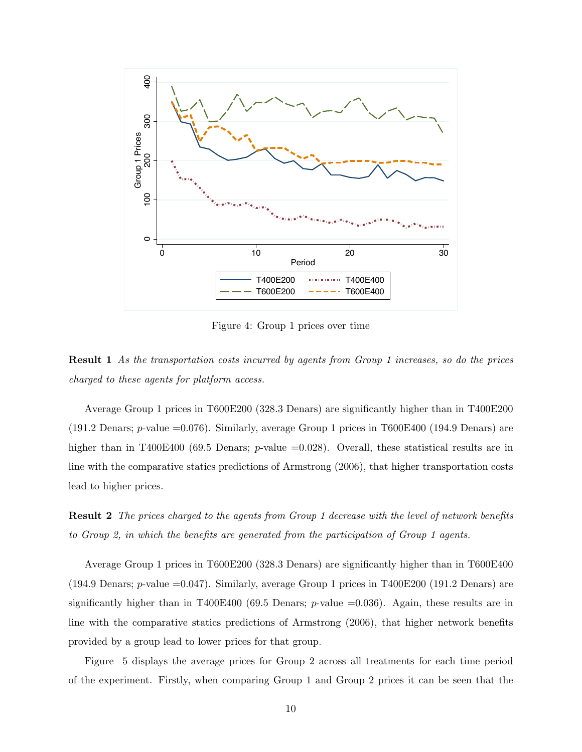Figure 4: Group 1 prices over time

**Result 1** *As the transportation costs incurred by agents from Group 1 increases, so do the prices charged to these agents for platform access.*

Average Group 1 prices in T600E200 (328.3 Denars) are significantly higher than in T400E200 (191.2 Denars; $p$-value =0.076). Similarly, average Group 1 prices in T600E400 (194.9 Denars) are higher than in T400E400 (69.5 Denars; $p$-value =0.028). Overall, these statistical results are in line with the comparative statics predictions of Armstrong (2006), that higher transportation costs lead to higher prices.

**Result 2** *The prices charged to the agents from Group 1 decrease with the level of network benefits to Group 2, in which the benefits are generated from the participation of Group 1 agents.*

Average Group 1 prices in T600E200 (328.3 Denars) are significantly higher than in T600E400 (194.9 Denars; $p$-value =0.047). Similarly, average Group 1 prices in T400E200 (191.2 Denars) are significantly higher than in T400E400 (69.5 Denars; $p$-value =0.036). Again, these results are in line with the comparative statics predictions of Armstrong (2006), that higher network benefits provided by a group lead to lower prices for that group.

Figure 5 displays the average prices for Group 2 across all treatments for each time period of the experiment. Firstly, when comparing Group 1 and Group 2 prices it can be seen that the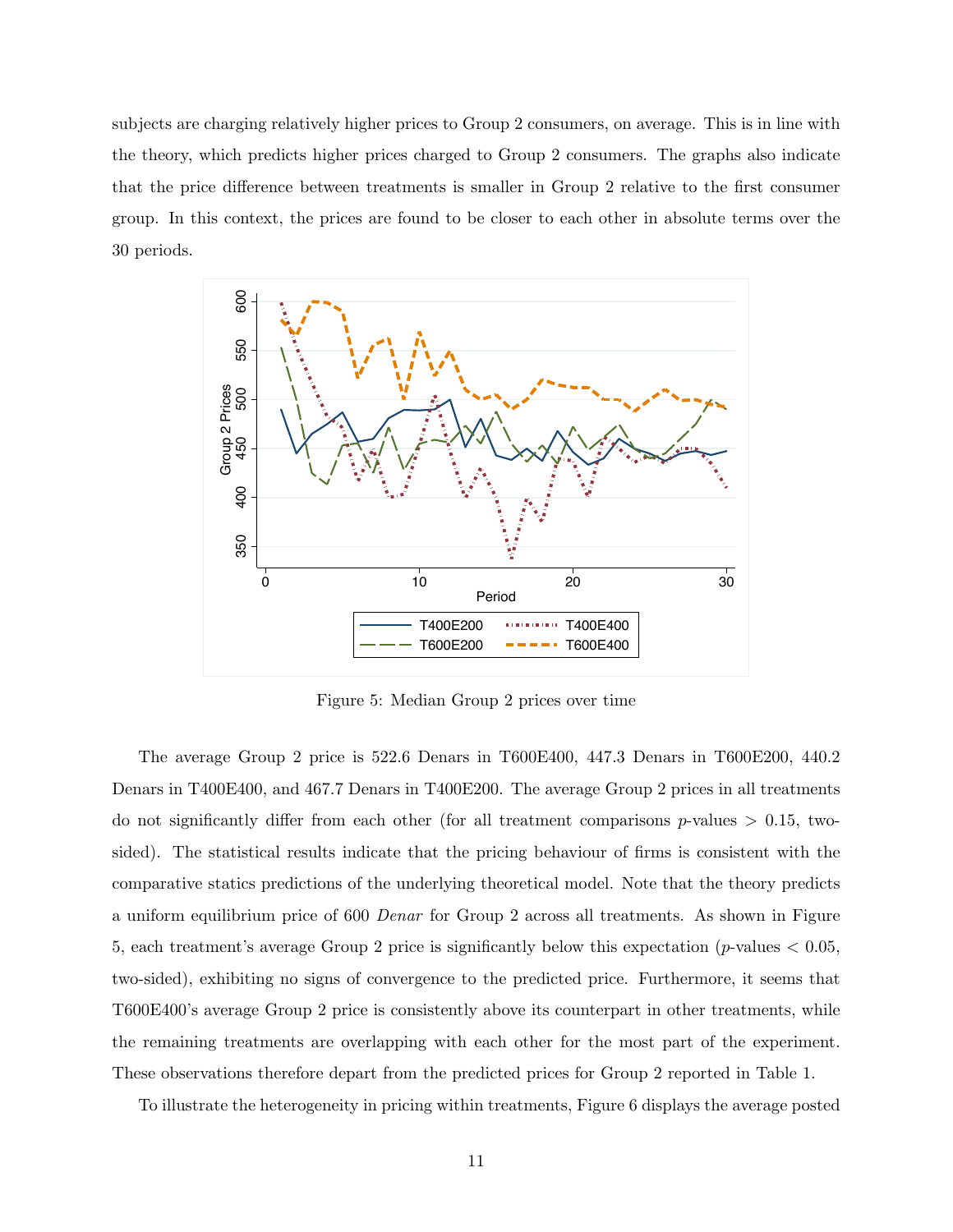subjects are charging relatively higher prices to Group 2 consumers, on average. This is in line with the theory, which predicts higher prices charged to Group 2 consumers. The graphs also indicate that the price difference between treatments is smaller in Group 2 relative to the first consumer group. In this context, the prices are found to be closer to each other in absolute terms over the 30 periods.

Figure 5: Median Group 2 prices over time

The average Group 2 price is 522.6 Denars in T600E400, 447.3 Denars in T600E200, 440.2 Denars in T400E400, and 467.7 Denars in T400E200. The average Group 2 prices in all treatments do not significantly differ from each other (for all treatment comparisons $p$-values $> 0.15$, two-sided). The statistical results indicate that the pricing behaviour of firms is consistent with the comparative statics predictions of the underlying theoretical model. Note that the theory predicts a uniform equilibrium price of 600 *Denar* for Group 2 across all treatments. As shown in Figure 5, each treatment's average Group 2 price is significantly below this expectation ($p$-values $< 0.05$, two-sided), exhibiting no signs of convergence to the predicted price. Furthermore, it seems that T600E400's average Group 2 price is consistently above its counterpart in other treatments, while the remaining treatments are overlapping with each other for the most part of the experiment. These observations therefore depart from the predicted prices for Group 2 reported in Table 1.

To illustrate the heterogeneity in pricing within treatments, Figure 6 displays the average posted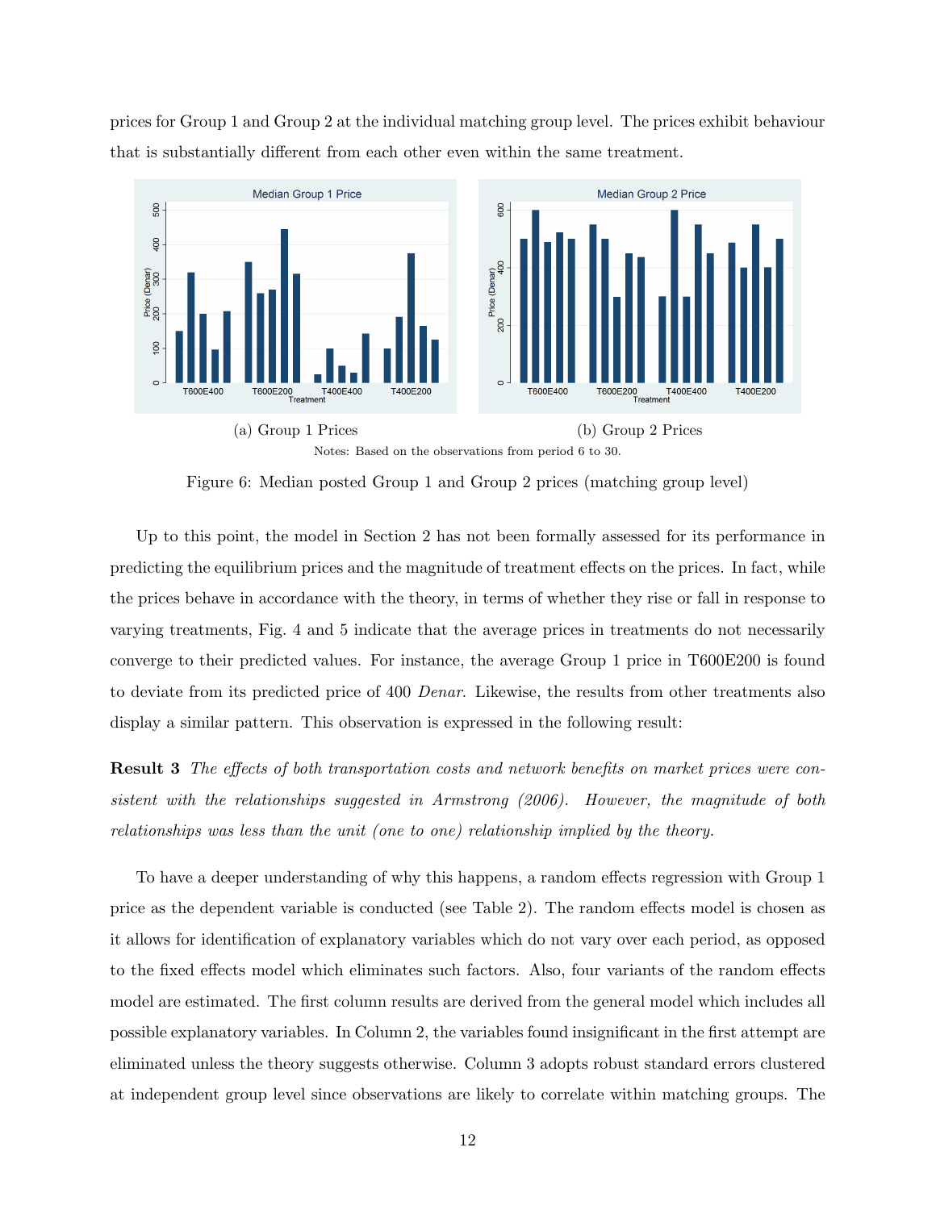prices for Group 1 and Group 2 at the individual matching group level. The prices exhibit behaviour that is substantially different from each other even within the same treatment.

(a) Group 1 Prices

(b) Group 2 Prices

Notes: Based on the observations from period 6 to 30.

Figure 6: Median posted Group 1 and Group 2 prices (matching group level)

Up to this point, the model in Section 2 has not been formally assessed for its performance in predicting the equilibrium prices and the magnitude of treatment effects on the prices. In fact, while the prices behave in accordance with the theory, in terms of whether they rise or fall in response to varying treatments, Fig. 4 and 5 indicate that the average prices in treatments do not necessarily converge to their predicted values. For instance, the average Group 1 price in T600E200 is found to deviate from its predicted price of 400 *Denar*. Likewise, the results from other treatments also display a similar pattern. This observation is expressed in the following result:

**Result 3** *The effects of both transportation costs and network benefits on market prices were consistent with the relationships suggested in Armstrong (2006). However, the magnitude of both relationships was less than the unit (one to one) relationship implied by the theory.*

To have a deeper understanding of why this happens, a random effects regression with Group 1 price as the dependent variable is conducted (see Table 2). The random effects model is chosen as it allows for identification of explanatory variables which do not vary over each period, as opposed to the fixed effects model which eliminates such factors. Also, four variants of the random effects model are estimated. The first column results are derived from the general model which includes all possible explanatory variables. In Column 2, the variables found insignificant in the first attempt are eliminated unless the theory suggests otherwise. Column 3 adopts robust standard errors clustered at independent group level since observations are likely to correlate within matching groups. The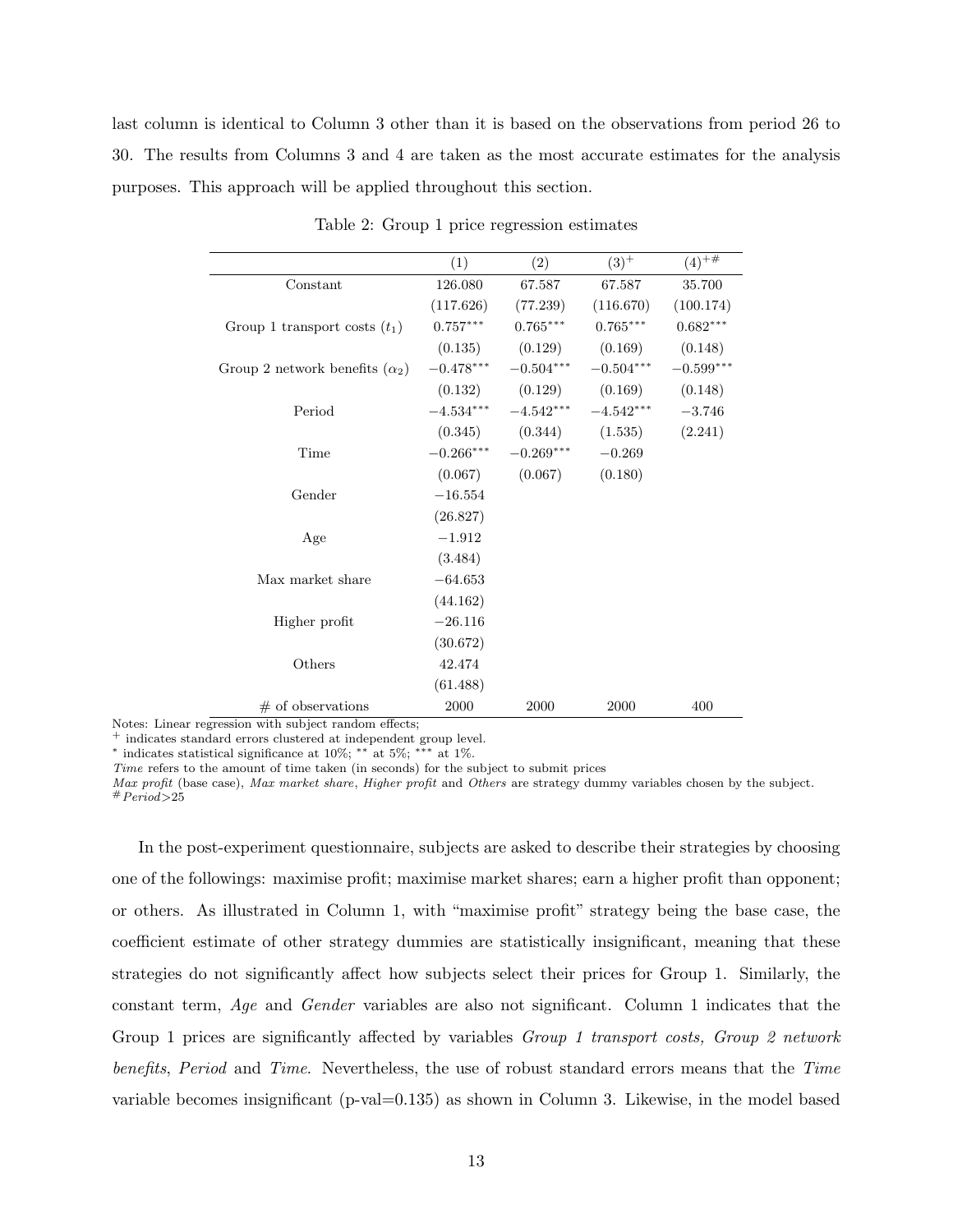last column is identical to Column 3 other than it is based on the observations from period 26 to 30. The results from Columns 3 and 4 are taken as the most accurate estimates for the analysis purposes. This approach will be applied throughout this section.

Table 2: Group 1 price regression estimates

| | (1) | (2) | $(3)^{+}$ | $(4)^{+\#}$ |
|---|---|---|---|---|
| Constant | 126.080 | 67.587 | 67.587 | 35.700 |
| | (117.626) | (77.239) | (116.670) | (100.174) |
| Group 1 transport costs ($t_1$) | $0.757^{***}$ | $0.765^{***}$ | $0.765^{***}$ | $0.682^{***}$ |
| | (0.135) | (0.129) | (0.169) | (0.148) |
| Group 2 network benefits ($\alpha_2$) | $-0.478^{***}$ | $-0.504^{***}$ | $-0.504^{***}$ | $-0.599^{***}$ |
| | (0.132) | (0.129) | (0.169) | (0.148) |
| Period | $-4.534^{***}$ | $-4.542^{***}$ | $-4.542^{***}$ | $-3.746$ |
| | (0.345) | (0.344) | (1.535) | (2.241) |
| Time | $-0.266^{***}$ | $-0.269^{***}$ | $-0.269$ | |
| | (0.067) | (0.067) | (0.180) | |
| Gender | $-16.554$ | | | |
| | (26.827) | | | |
| Age | $-1.912$ | | | |
| | (3.484) | | | |
| Max market share | $-64.653$ | | | |
| | (44.162) | | | |
| Higher profit | $-26.116$ | | | |
| | (30.672) | | | |
| Others | 42.474 | | | |
| | (61.488) | | | |
| # of observations | 2000 | 2000 | 2000 | 400 |

Notes: Linear regression with subject random effects;
$^{+}$ indicates standard errors clustered at independent group level.
$^{*}$ indicates statistical significance at 10%; $^{**}$ at 5%; $^{***}$ at 1%.
*Time* refers to the amount of time taken (in seconds) for the subject to submit prices
*Max profit* (base case), *Max market share*, *Higher profit* and *Others* are strategy dummy variables chosen by the subject.
$^{\#}$*Period*>25

In the post-experiment questionnaire, subjects are asked to describe their strategies by choosing one of the followings: maximise profit; maximise market shares; earn a higher profit than opponent; or others. As illustrated in Column 1, with "maximise profit" strategy being the base case, the coefficient estimate of other strategy dummies are statistically insignificant, meaning that these strategies do not significantly affect how subjects select their prices for Group 1. Similarly, the constant term, *Age* and *Gender* variables are also not significant. Column 1 indicates that the Group 1 prices are significantly affected by variables *Group 1 transport costs, Group 2 network benefits*, *Period* and *Time*. Nevertheless, the use of robust standard errors means that the *Time* variable becomes insignificant (p-val=0.135) as shown in Column 3. Likewise, in the model based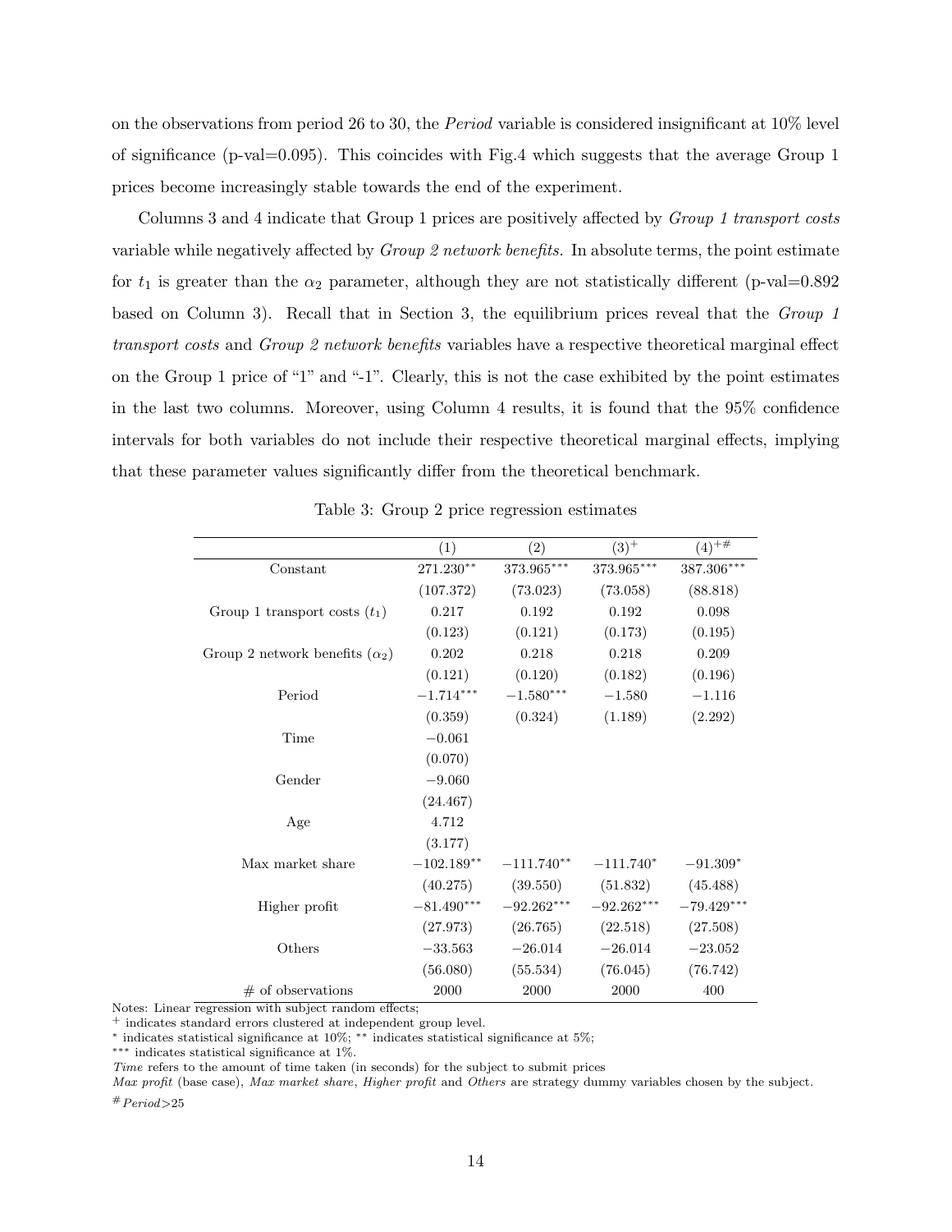on the observations from period 26 to 30, the *Period* variable is considered insignificant at 10% level of significance (p-val=0.095). This coincides with Fig.4 which suggests that the average Group 1 prices become increasingly stable towards the end of the experiment.

Columns 3 and 4 indicate that Group 1 prices are positively affected by *Group 1 transport costs* variable while negatively affected by *Group 2 network benefits*. In absolute terms, the point estimate for $t_1$ is greater than the $\alpha_2$ parameter, although they are not statistically different (p-val=0.892 based on Column 3). Recall that in Section 3, the equilibrium prices reveal that the *Group 1 transport costs* and *Group 2 network benefits* variables have a respective theoretical marginal effect on the Group 1 price of "1" and "-1". Clearly, this is not the case exhibited by the point estimates in the last two columns. Moreover, using Column 4 results, it is found that the 95% confidence intervals for both variables do not include their respective theoretical marginal effects, implying that these parameter values significantly differ from the theoretical benchmark.

Table 3: Group 2 price regression estimates

| | (1) | (2) | $(3)^{+}$ | $(4)^{+\#}$ |
|---|---|---|---|---|
| Constant | $271.230^{**}$ | $373.965^{***}$ | $373.965^{***}$ | $387.306^{***}$ |
| | (107.372) | (73.023) | (73.058) | (88.818) |
| Group 1 transport costs ($t_1$) | 0.217 | 0.192 | 0.192 | 0.098 |
| | (0.123) | (0.121) | (0.173) | (0.195) |
| Group 2 network benefits ($\alpha_2$) | 0.202 | 0.218 | 0.218 | 0.209 |
| | (0.121) | (0.120) | (0.182) | (0.196) |
| Period | $-1.714^{***}$ | $-1.580^{***}$ | $-1.580$ | $-1.116$ |
| | (0.359) | (0.324) | (1.189) | (2.292) |
| Time | $-0.061$ | | | |
| | (0.070) | | | |
| Gender | $-9.060$ | | | |
| | (24.467) | | | |
| Age | 4.712 | | | |
| | (3.177) | | | |
| Max market share | $-102.189^{**}$ | $-111.740^{**}$ | $-111.740^{*}$ | $-91.309^{*}$ |
| | (40.275) | (39.550) | (51.832) | (45.488) |
| Higher profit | $-81.490^{***}$ | $-92.262^{***}$ | $-92.262^{***}$ | $-79.429^{***}$ |
| | (27.973) | (26.765) | (22.518) | (27.508) |
| Others | $-33.563$ | $-26.014$ | $-26.014$ | $-23.052$ |
| | (56.080) | (55.534) | (76.045) | (76.742) |
| # of observations | 2000 | 2000 | 2000 | 400 |

Notes: Linear regression with subject random effects;
$^{+}$ indicates standard errors clustered at independent group level.
$^{*}$ indicates statistical significance at 10%; $^{**}$ indicates statistical significance at 5%;
$^{***}$ indicates statistical significance at 1%.
*Time* refers to the amount of time taken (in seconds) for the subject to submit prices
*Max profit* (base case), *Max market share*, *Higher profit* and *Others* are strategy dummy variables chosen by the subject.
$^{\#}$ *Period*>25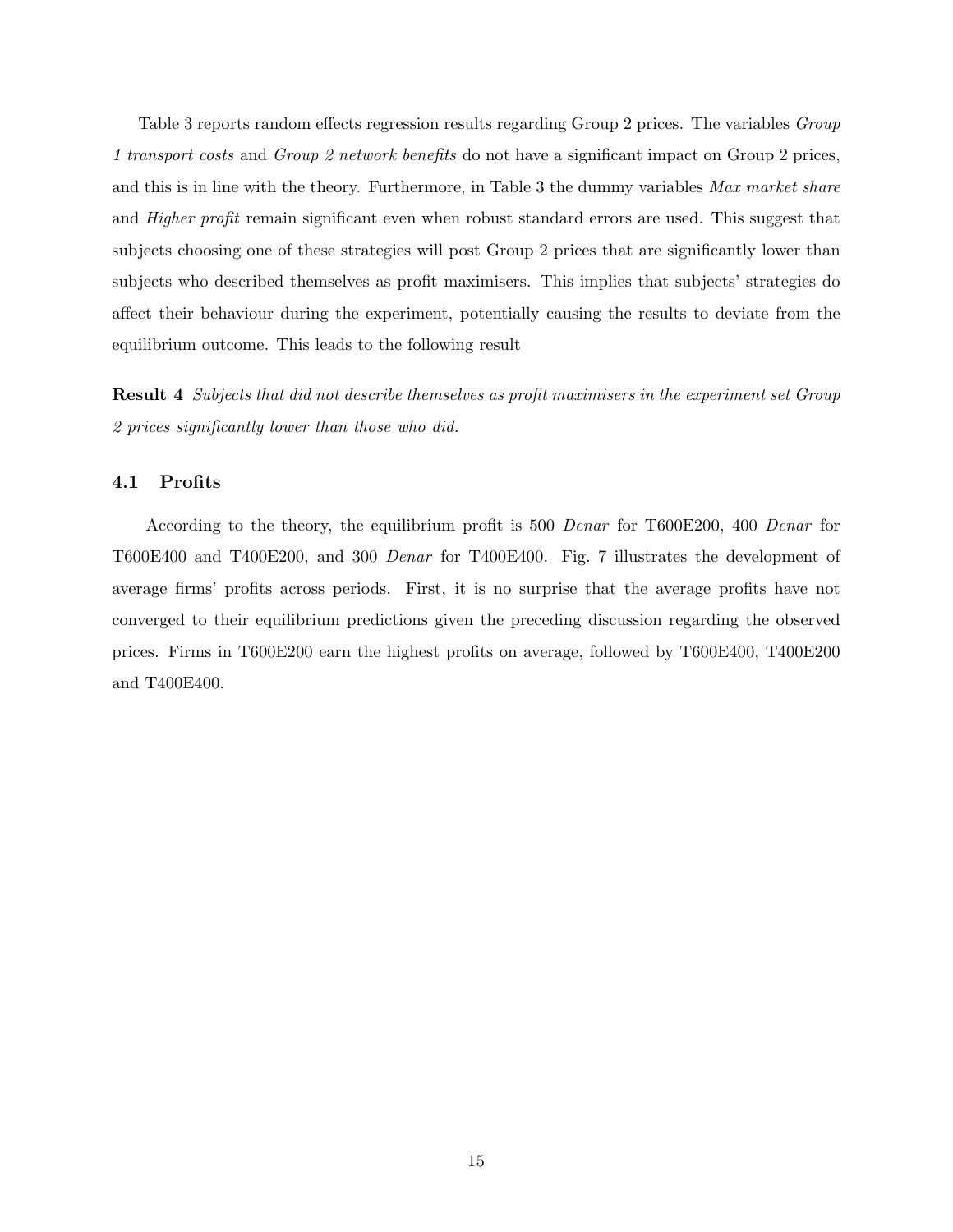Table 3 reports random effects regression results regarding Group 2 prices. The variables *Group 1 transport costs* and *Group 2 network benefits* do not have a significant impact on Group 2 prices, and this is in line with the theory. Furthermore, in Table 3 the dummy variables *Max market share* and *Higher profit* remain significant even when robust standard errors are used. This suggest that subjects choosing one of these strategies will post Group 2 prices that are significantly lower than subjects who described themselves as profit maximisers. This implies that subjects' strategies do affect their behaviour during the experiment, potentially causing the results to deviate from the equilibrium outcome. This leads to the following result

**Result 4** *Subjects that did not describe themselves as profit maximisers in the experiment set Group 2 prices significantly lower than those who did.*

### 4.1 Profits

According to the theory, the equilibrium profit is 500 *Denar* for T600E200, 400 *Denar* for T600E400 and T400E200, and 300 *Denar* for T400E400. Fig. 7 illustrates the development of average firms' profits across periods. First, it is no surprise that the average profits have not converged to their equilibrium predictions given the preceding discussion regarding the observed prices. Firms in T600E200 earn the highest profits on average, followed by T600E400, T400E200 and T400E400.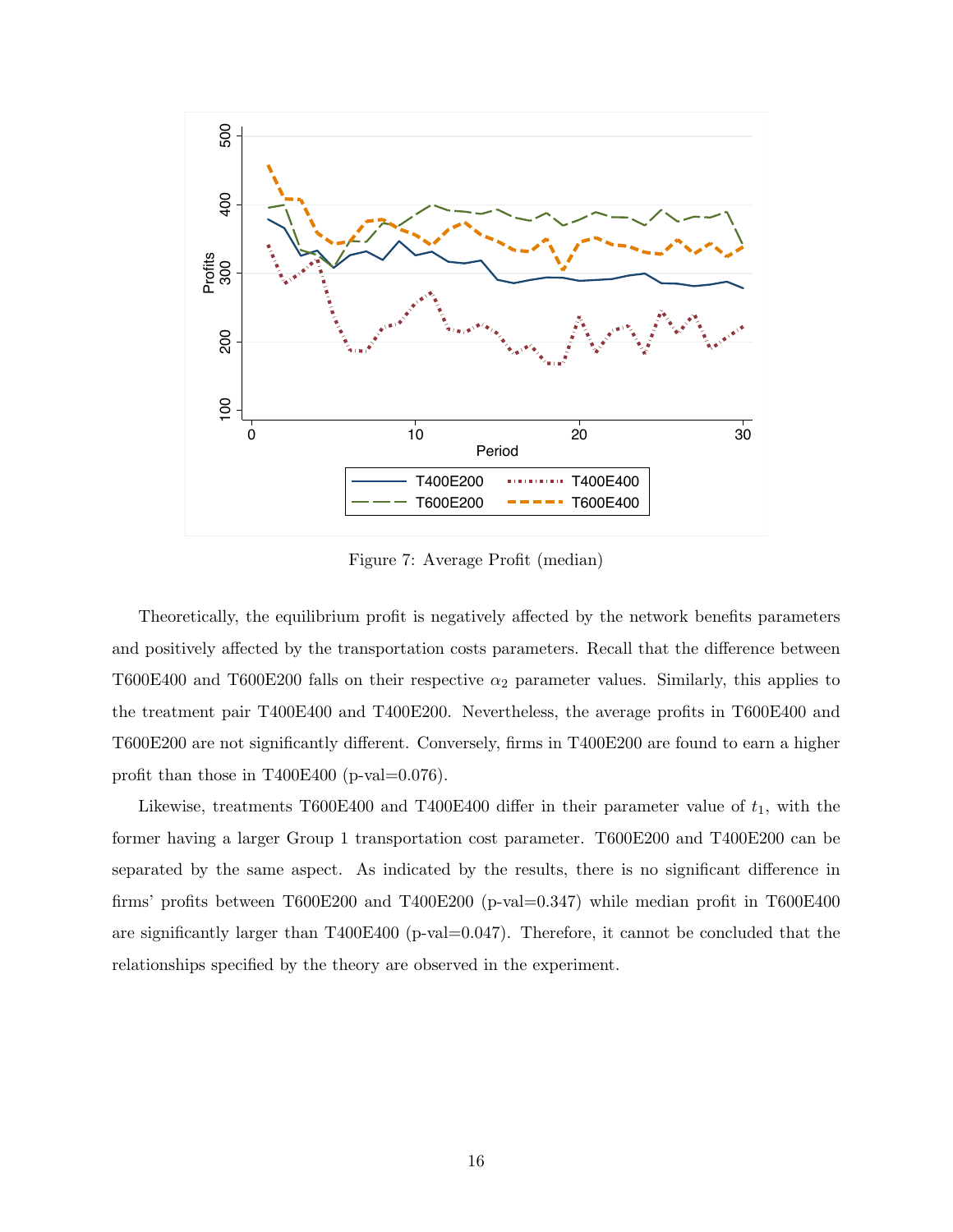Figure 7: Average Profit (median)

Theoretically, the equilibrium profit is negatively affected by the network benefits parameters and positively affected by the transportation costs parameters. Recall that the difference between T600E400 and T600E200 falls on their respective $\alpha_2$ parameter values. Similarly, this applies to the treatment pair T400E400 and T400E200. Nevertheless, the average profits in T600E400 and T600E200 are not significantly different. Conversely, firms in T400E200 are found to earn a higher profit than those in T400E400 (p-val=0.076).

Likewise, treatments T600E400 and T400E400 differ in their parameter value of $t_1$, with the former having a larger Group 1 transportation cost parameter. T600E200 and T400E200 can be separated by the same aspect. As indicated by the results, there is no significant difference in firms' profits between T600E200 and T400E200 (p-val=0.347) while median profit in T600E400 are significantly larger than T400E400 (p-val=0.047). Therefore, it cannot be concluded that the relationships specified by the theory are observed in the experiment.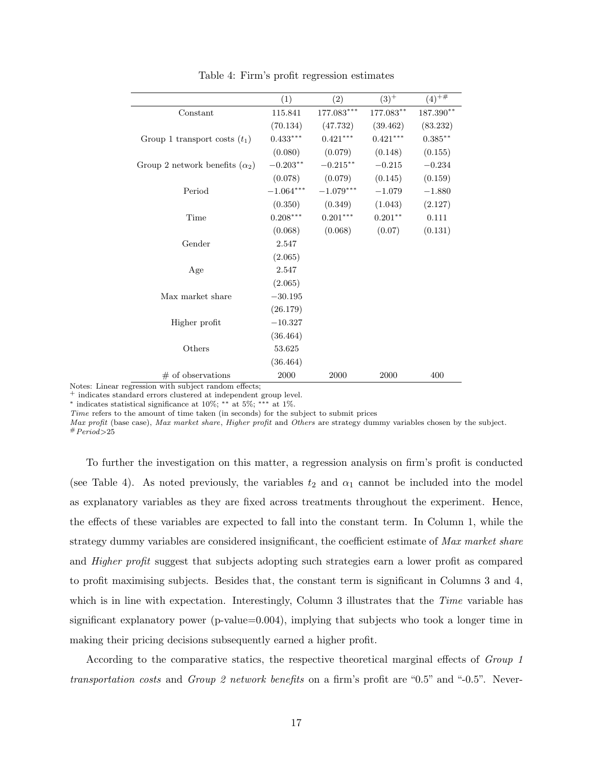Table 4: Firm's profit regression estimates

| | (1) | (2) | $(3)^{+}$ | $(4)^{+\#}$ |
|---|---|---|---|---|
| Constant | 115.841 | $177.083^{***}$ | $177.083^{**}$ | $187.390^{**}$ |
| | (70.134) | (47.732) | (39.462) | (83.232) |
| Group 1 transport costs ($t_1$) | $0.433^{***}$ | $0.421^{***}$ | $0.421^{***}$ | $0.385^{**}$ |
| | (0.080) | (0.079) | (0.148) | (0.155) |
| Group 2 network benefits ($\alpha_2$) | $-0.203^{**}$ | $-0.215^{**}$ | $-0.215$ | $-0.234$ |
| | (0.078) | (0.079) | (0.145) | (0.159) |
| Period | $-1.064^{***}$ | $-1.079^{***}$ | $-1.079$ | $-1.880$ |
| | (0.350) | (0.349) | (1.043) | (2.127) |
| Time | $0.208^{***}$ | $0.201^{***}$ | $0.201^{**}$ | 0.111 |
| | (0.068) | (0.068) | (0.07) | (0.131) |
| Gender | 2.547 | | | |
| | (2.065) | | | |
| Age | 2.547 | | | |
| | (2.065) | | | |
| Max market share | $-30.195$ | | | |
| | (26.179) | | | |
| Higher profit | $-10.327$ | | | |
| | (36.464) | | | |
| Others | 53.625 | | | |
| | (36.464) | | | |
| # of observations | 2000 | 2000 | 2000 | 400 |

Notes: Linear regression with subject random effects;
$^{+}$ indicates standard errors clustered at independent group level.
$^{*}$ indicates statistical significance at 10%; $^{**}$ at 5%; $^{***}$ at 1%.
*Time* refers to the amount of time taken (in seconds) for the subject to submit prices
*Max profit* (base case), *Max market share*, *Higher profit* and *Others* are strategy dummy variables chosen by the subject.
$^{\#}$ *Period*>25

To further the investigation on this matter, a regression analysis on firm's profit is conducted (see Table 4). As noted previously, the variables $t_2$ and $\alpha_1$ cannot be included into the model as explanatory variables as they are fixed across treatments throughout the experiment. Hence, the effects of these variables are expected to fall into the constant term. In Column 1, while the strategy dummy variables are considered insignificant, the coefficient estimate of *Max market share* and *Higher profit* suggest that subjects adopting such strategies earn a lower profit as compared to profit maximising subjects. Besides that, the constant term is significant in Columns 3 and 4, which is in line with expectation. Interestingly, Column 3 illustrates that the *Time* variable has significant explanatory power (p-value=0.004), implying that subjects who took a longer time in making their pricing decisions subsequently earned a higher profit.

According to the comparative statics, the respective theoretical marginal effects of *Group 1 transportation costs* and *Group 2 network benefits* on a firm's profit are "0.5" and "-0.5". Never-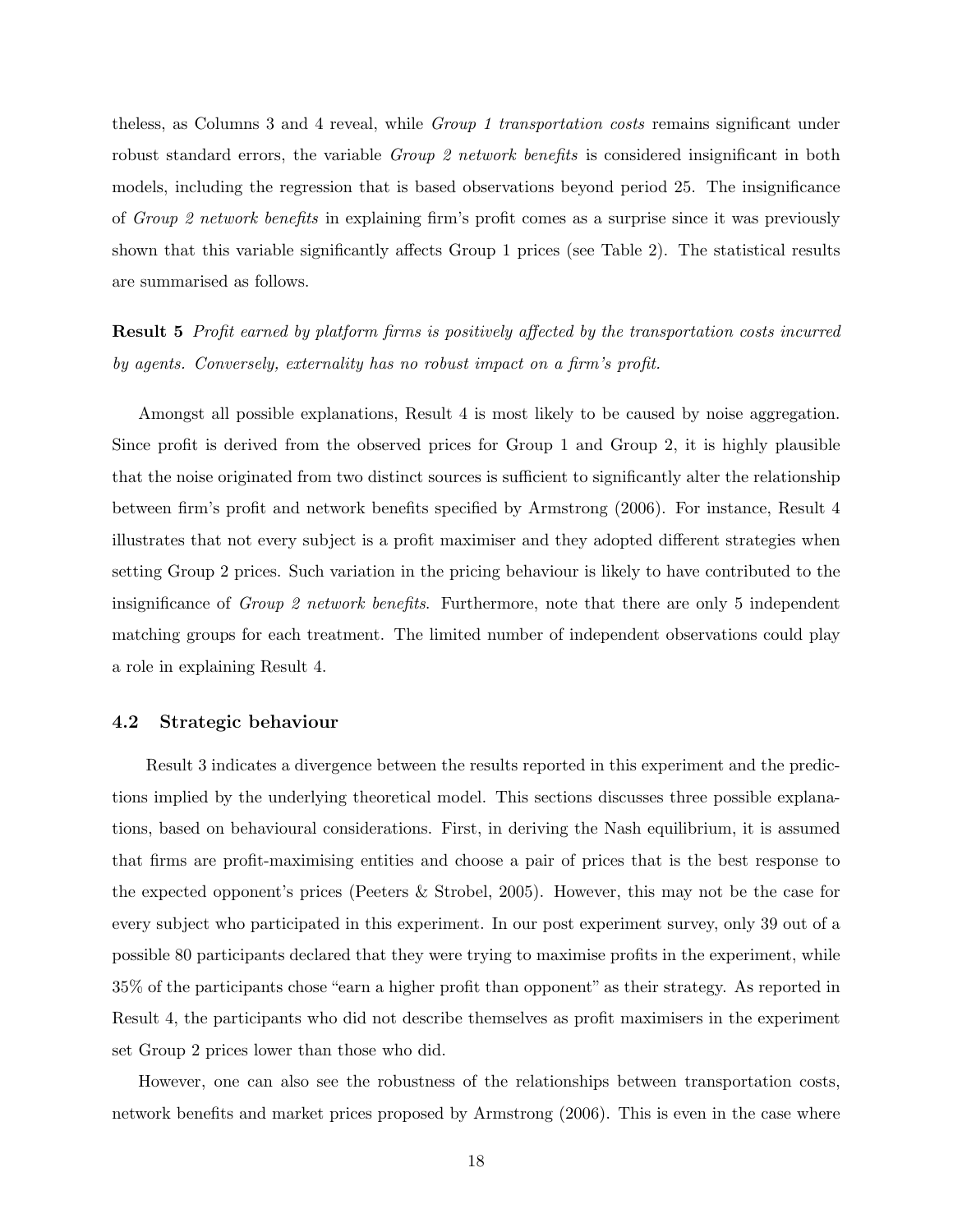theless, as Columns 3 and 4 reveal, while *Group 1 transportation costs* remains significant under robust standard errors, the variable *Group 2 network benefits* is considered insignificant in both models, including the regression that is based observations beyond period 25. The insignificance of *Group 2 network benefits* in explaining firm's profit comes as a surprise since it was previously shown that this variable significantly affects Group 1 prices (see Table 2). The statistical results are summarised as follows.

**Result 5** *Profit earned by platform firms is positively affected by the transportation costs incurred by agents. Conversely, externality has no robust impact on a firm's profit.*

Amongst all possible explanations, Result 4 is most likely to be caused by noise aggregation. Since profit is derived from the observed prices for Group 1 and Group 2, it is highly plausible that the noise originated from two distinct sources is sufficient to significantly alter the relationship between firm's profit and network benefits specified by Armstrong (2006). For instance, Result 4 illustrates that not every subject is a profit maximiser and they adopted different strategies when setting Group 2 prices. Such variation in the pricing behaviour is likely to have contributed to the insignificance of *Group 2 network benefits*. Furthermore, note that there are only 5 independent matching groups for each treatment. The limited number of independent observations could play a role in explaining Result 4.

### 4.2 Strategic behaviour

Result 3 indicates a divergence between the results reported in this experiment and the predictions implied by the underlying theoretical model. This sections discusses three possible explanations, based on behavioural considerations. First, in deriving the Nash equilibrium, it is assumed that firms are profit-maximising entities and choose a pair of prices that is the best response to the expected opponent's prices (Peeters & Strobel, 2005). However, this may not be the case for every subject who participated in this experiment. In our post experiment survey, only 39 out of a possible 80 participants declared that they were trying to maximise profits in the experiment, while 35% of the participants chose "earn a higher profit than opponent" as their strategy. As reported in Result 4, the participants who did not describe themselves as profit maximisers in the experiment set Group 2 prices lower than those who did.

However, one can also see the robustness of the relationships between transportation costs, network benefits and market prices proposed by Armstrong (2006). This is even in the case where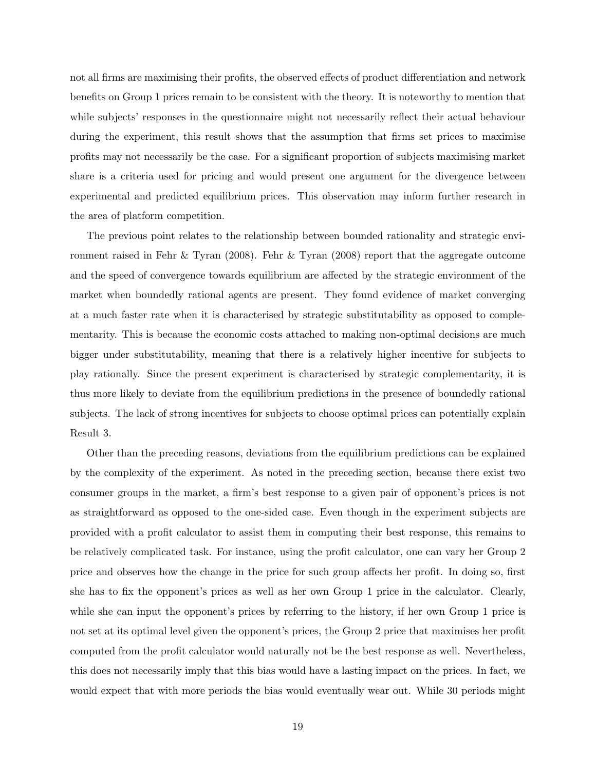not all firms are maximising their profits, the observed effects of product differentiation and network benefits on Group 1 prices remain to be consistent with the theory. It is noteworthy to mention that while subjects' responses in the questionnaire might not necessarily reflect their actual behaviour during the experiment, this result shows that the assumption that firms set prices to maximise profits may not necessarily be the case. For a significant proportion of subjects maximising market share is a criteria used for pricing and would present one argument for the divergence between experimental and predicted equilibrium prices. This observation may inform further research in the area of platform competition.

The previous point relates to the relationship between bounded rationality and strategic environment raised in Fehr & Tyran (2008). Fehr & Tyran (2008) report that the aggregate outcome and the speed of convergence towards equilibrium are affected by the strategic environment of the market when boundedly rational agents are present. They found evidence of market converging at a much faster rate when it is characterised by strategic substitutability as opposed to complementarity. This is because the economic costs attached to making non-optimal decisions are much bigger under substitutability, meaning that there is a relatively higher incentive for subjects to play rationally. Since the present experiment is characterised by strategic complementarity, it is thus more likely to deviate from the equilibrium predictions in the presence of boundedly rational subjects. The lack of strong incentives for subjects to choose optimal prices can potentially explain Result 3.

Other than the preceding reasons, deviations from the equilibrium predictions can be explained by the complexity of the experiment. As noted in the preceding section, because there exist two consumer groups in the market, a firm's best response to a given pair of opponent's prices is not as straightforward as opposed to the one-sided case. Even though in the experiment subjects are provided with a profit calculator to assist them in computing their best response, this remains to be relatively complicated task. For instance, using the profit calculator, one can vary her Group 2 price and observes how the change in the price for such group affects her profit. In doing so, first she has to fix the opponent's prices as well as her own Group 1 price in the calculator. Clearly, while she can input the opponent's prices by referring to the history, if her own Group 1 price is not set at its optimal level given the opponent's prices, the Group 2 price that maximises her profit computed from the profit calculator would naturally not be the best response as well. Nevertheless, this does not necessarily imply that this bias would have a lasting impact on the prices. In fact, we would expect that with more periods the bias would eventually wear out. While 30 periods might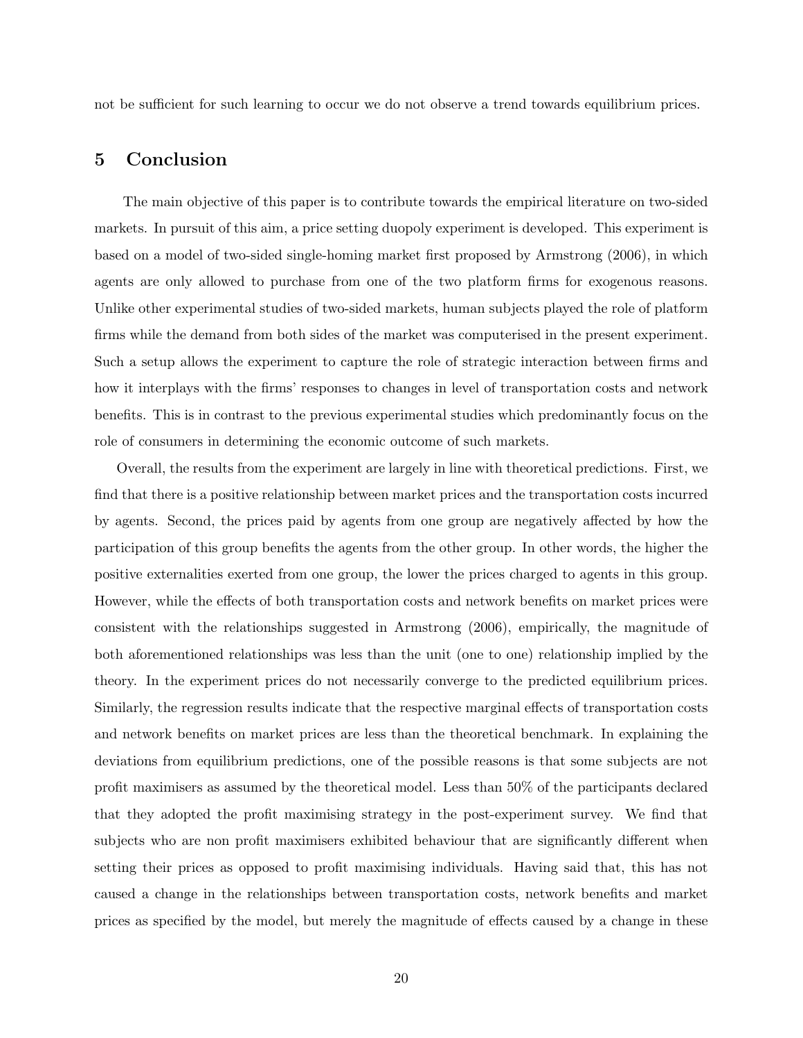not be sufficient for such learning to occur we do not observe a trend towards equilibrium prices.

## 5 Conclusion

The main objective of this paper is to contribute towards the empirical literature on two-sided markets. In pursuit of this aim, a price setting duopoly experiment is developed. This experiment is based on a model of two-sided single-homing market first proposed by Armstrong (2006), in which agents are only allowed to purchase from one of the two platform firms for exogenous reasons. Unlike other experimental studies of two-sided markets, human subjects played the role of platform firms while the demand from both sides of the market was computerised in the present experiment. Such a setup allows the experiment to capture the role of strategic interaction between firms and how it interplays with the firms' responses to changes in level of transportation costs and network benefits. This is in contrast to the previous experimental studies which predominantly focus on the role of consumers in determining the economic outcome of such markets.

Overall, the results from the experiment are largely in line with theoretical predictions. First, we find that there is a positive relationship between market prices and the transportation costs incurred by agents. Second, the prices paid by agents from one group are negatively affected by how the participation of this group benefits the agents from the other group. In other words, the higher the positive externalities exerted from one group, the lower the prices charged to agents in this group. However, while the effects of both transportation costs and network benefits on market prices were consistent with the relationships suggested in Armstrong (2006), empirically, the magnitude of both aforementioned relationships was less than the unit (one to one) relationship implied by the theory. In the experiment prices do not necessarily converge to the predicted equilibrium prices. Similarly, the regression results indicate that the respective marginal effects of transportation costs and network benefits on market prices are less than the theoretical benchmark. In explaining the deviations from equilibrium predictions, one of the possible reasons is that some subjects are not profit maximisers as assumed by the theoretical model. Less than 50% of the participants declared that they adopted the profit maximising strategy in the post-experiment survey. We find that subjects who are non profit maximisers exhibited behaviour that are significantly different when setting their prices as opposed to profit maximising individuals. Having said that, this has not caused a change in the relationships between transportation costs, network benefits and market prices as specified by the model, but merely the magnitude of effects caused by a change in these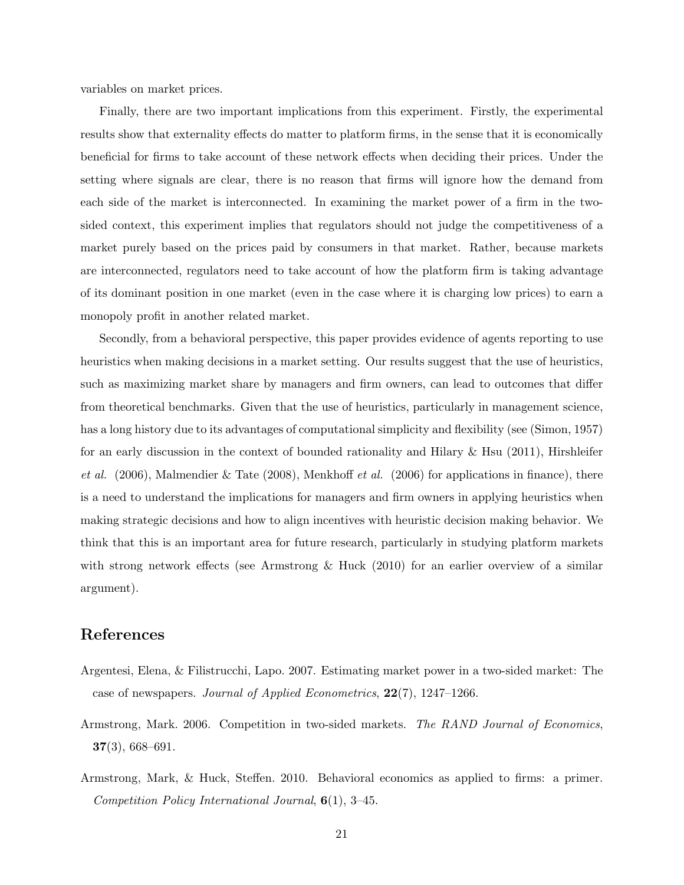variables on market prices.

Finally, there are two important implications from this experiment. Firstly, the experimental results show that externality effects do matter to platform firms, in the sense that it is economically beneficial for firms to take account of these network effects when deciding their prices. Under the setting where signals are clear, there is no reason that firms will ignore how the demand from each side of the market is interconnected. In examining the market power of a firm in the two-sided context, this experiment implies that regulators should not judge the competitiveness of a market purely based on the prices paid by consumers in that market. Rather, because markets are interconnected, regulators need to take account of how the platform firm is taking advantage of its dominant position in one market (even in the case where it is charging low prices) to earn a monopoly profit in another related market.

Secondly, from a behavioral perspective, this paper provides evidence of agents reporting to use heuristics when making decisions in a market setting. Our results suggest that the use of heuristics, such as maximizing market share by managers and firm owners, can lead to outcomes that differ from theoretical benchmarks. Given that the use of heuristics, particularly in management science, has a long history due to its advantages of computational simplicity and flexibility (see (Simon, 1957) for an early discussion in the context of bounded rationality and Hilary & Hsu (2011), Hirshleifer *et al.* (2006), Malmendier & Tate (2008), Menkhoff *et al.* (2006) for applications in finance), there is a need to understand the implications for managers and firm owners in applying heuristics when making strategic decisions and how to align incentives with heuristic decision making behavior. We think that this is an important area for future research, particularly in studying platform markets with strong network effects (see Armstrong & Huck (2010) for an earlier overview of a similar argument).

## References

Argentesi, Elena, & Filistrucchi, Lapo. 2007. Estimating market power in a two-sided market: The case of newspapers. *Journal of Applied Econometrics*, **22**(7), 1247–1266.

Armstrong, Mark. 2006. Competition in two-sided markets. *The RAND Journal of Economics*, **37**(3), 668–691.

Armstrong, Mark, & Huck, Steffen. 2010. Behavioral economics as applied to firms: a primer. *Competition Policy International Journal*, **6**(1), 3–45.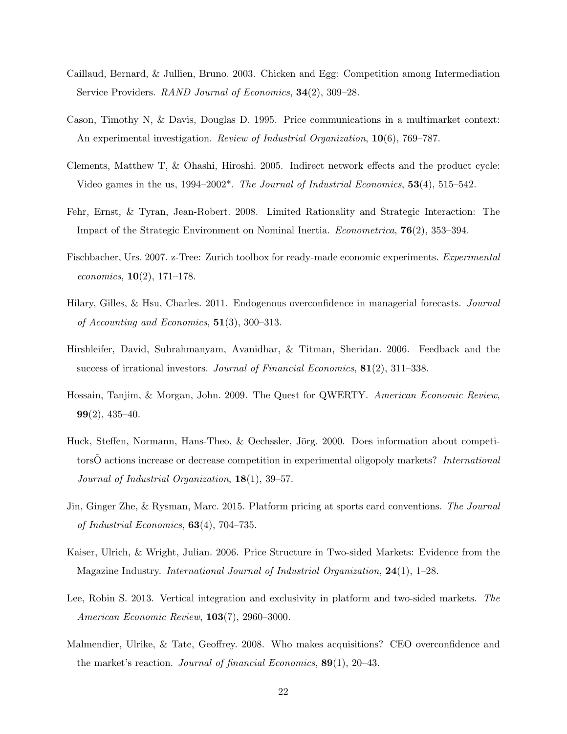Caillaud, Bernard, & Jullien, Bruno. 2003. Chicken and Egg: Competition among Intermediation Service Providers. *RAND Journal of Economics*, **34**(2), 309–28.

Cason, Timothy N, & Davis, Douglas D. 1995. Price communications in a multimarket context: An experimental investigation. *Review of Industrial Organization*, **10**(6), 769–787.

Clements, Matthew T, & Ohashi, Hiroshi. 2005. Indirect network effects and the product cycle: Video games in the us, 1994–2002*. *The Journal of Industrial Economics*, **53**(4), 515–542.

Fehr, Ernst, & Tyran, Jean-Robert. 2008. Limited Rationality and Strategic Interaction: The Impact of the Strategic Environment on Nominal Inertia. *Econometrica*, **76**(2), 353–394.

Fischbacher, Urs. 2007. z-Tree: Zurich toolbox for ready-made economic experiments. *Experimental economics*, **10**(2), 171–178.

Hilary, Gilles, & Hsu, Charles. 2011. Endogenous overconfidence in managerial forecasts. *Journal of Accounting and Economics*, **51**(3), 300–313.

Hirshleifer, David, Subrahmanyam, Avanidhar, & Titman, Sheridan. 2006. Feedback and the success of irrational investors. *Journal of Financial Economics*, **81**(2), 311–338.

Hossain, Tanjim, & Morgan, John. 2009. The Quest for QWERTY. *American Economic Review*, **99**(2), 435–40.

Huck, Steffen, Normann, Hans-Theo, & Oechssler, Jörg. 2000. Does information about competitorsÕ actions increase or decrease competition in experimental oligopoly markets? *International Journal of Industrial Organization*, **18**(1), 39–57.

Jin, Ginger Zhe, & Rysman, Marc. 2015. Platform pricing at sports card conventions. *The Journal of Industrial Economics*, **63**(4), 704–735.

Kaiser, Ulrich, & Wright, Julian. 2006. Price Structure in Two-sided Markets: Evidence from the Magazine Industry. *International Journal of Industrial Organization*, **24**(1), 1–28.

Lee, Robin S. 2013. Vertical integration and exclusivity in platform and two-sided markets. *The American Economic Review*, **103**(7), 2960–3000.

Malmendier, Ulrike, & Tate, Geoffrey. 2008. Who makes acquisitions? CEO overconfidence and the market's reaction. *Journal of financial Economics*, **89**(1), 20–43.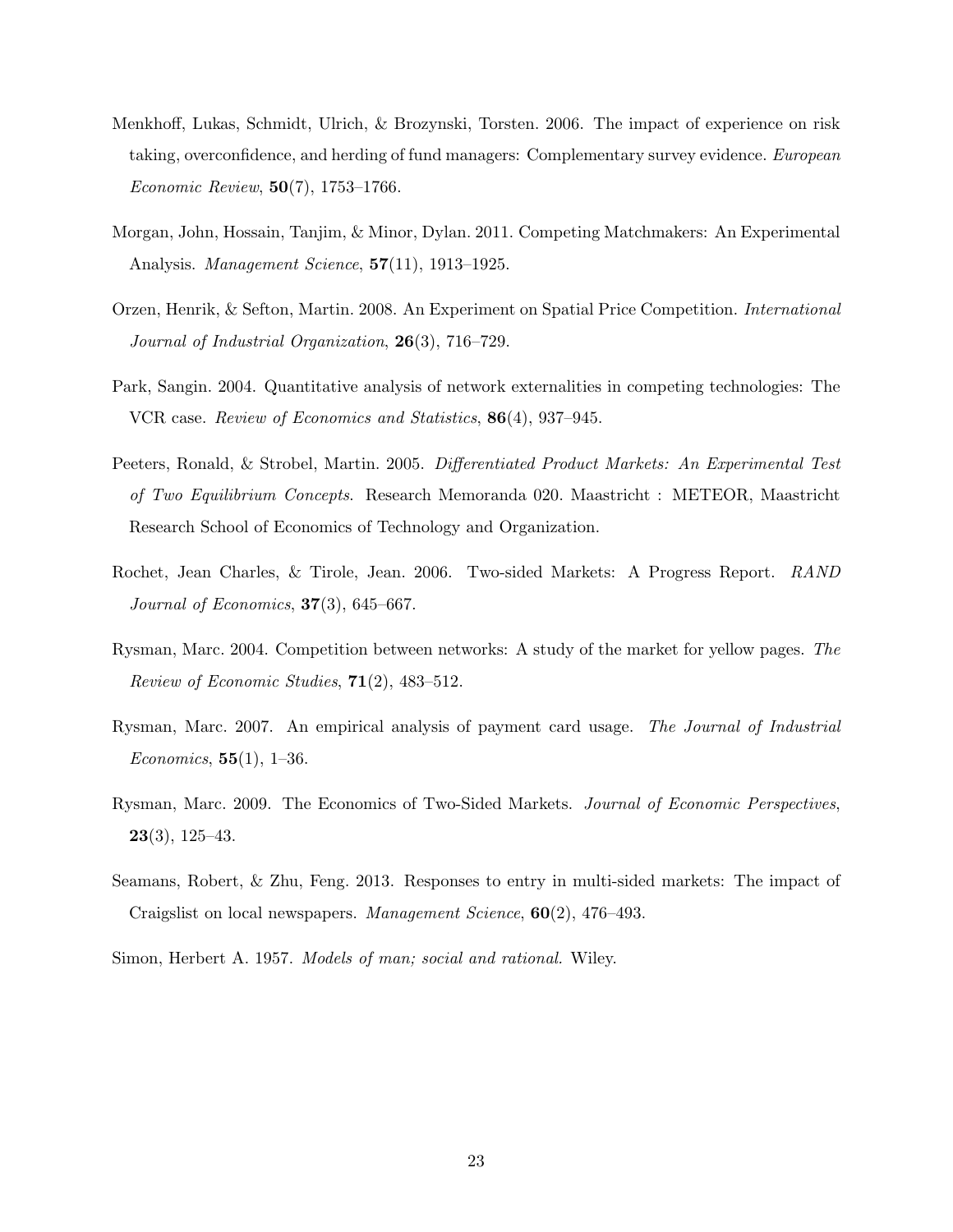Menkhoff, Lukas, Schmidt, Ulrich, & Brozynski, Torsten. 2006. The impact of experience on risk taking, overconfidence, and herding of fund managers: Complementary survey evidence. *European Economic Review*, **50**(7), 1753–1766.

Morgan, John, Hossain, Tanjim, & Minor, Dylan. 2011. Competing Matchmakers: An Experimental Analysis. *Management Science*, **57**(11), 1913–1925.

Orzen, Henrik, & Sefton, Martin. 2008. An Experiment on Spatial Price Competition. *International Journal of Industrial Organization*, **26**(3), 716–729.

Park, Sangin. 2004. Quantitative analysis of network externalities in competing technologies: The VCR case. *Review of Economics and Statistics*, **86**(4), 937–945.

Peeters, Ronald, & Strobel, Martin. 2005. *Differentiated Product Markets: An Experimental Test of Two Equilibrium Concepts*. Research Memoranda 020. Maastricht : METEOR, Maastricht Research School of Economics of Technology and Organization.

Rochet, Jean Charles, & Tirole, Jean. 2006. Two-sided Markets: A Progress Report. *RAND Journal of Economics*, **37**(3), 645–667.

Rysman, Marc. 2004. Competition between networks: A study of the market for yellow pages. *The Review of Economic Studies*, **71**(2), 483–512.

Rysman, Marc. 2007. An empirical analysis of payment card usage. *The Journal of Industrial Economics*, **55**(1), 1–36.

Rysman, Marc. 2009. The Economics of Two-Sided Markets. *Journal of Economic Perspectives*, **23**(3), 125–43.

Seamans, Robert, & Zhu, Feng. 2013. Responses to entry in multi-sided markets: The impact of Craigslist on local newspapers. *Management Science*, **60**(2), 476–493.

Simon, Herbert A. 1957. *Models of man; social and rational.* Wiley.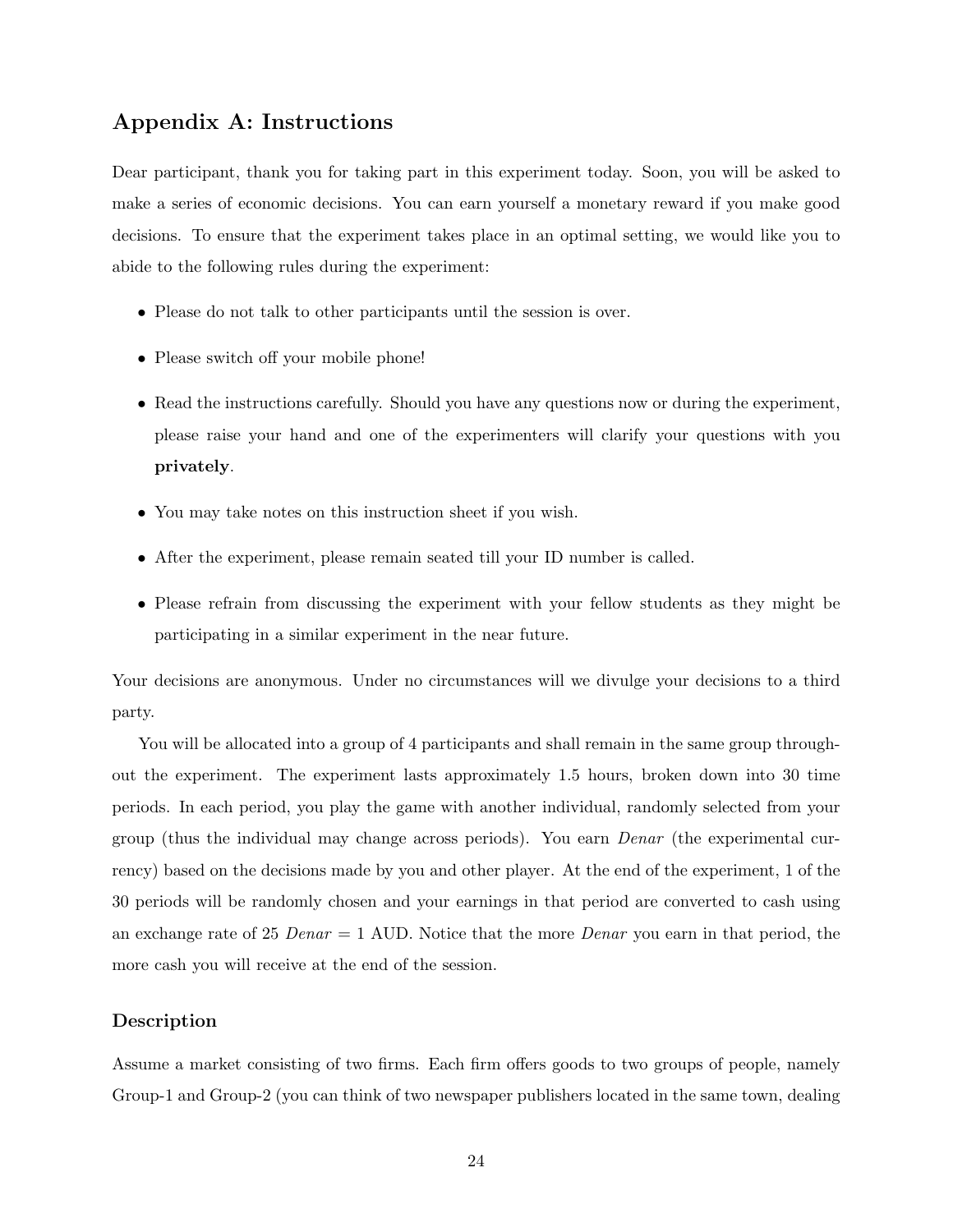## Appendix A: Instructions

Dear participant, thank you for taking part in this experiment today. Soon, you will be asked to make a series of economic decisions. You can earn yourself a monetary reward if you make good decisions. To ensure that the experiment takes place in an optimal setting, we would like you to abide to the following rules during the experiment:

- Please do not talk to other participants until the session is over.
- Please switch off your mobile phone!
- Read the instructions carefully. Should you have any questions now or during the experiment, please raise your hand and one of the experimenters will clarify your questions with you **privately**.
- You may take notes on this instruction sheet if you wish.
- After the experiment, please remain seated till your ID number is called.
- Please refrain from discussing the experiment with your fellow students as they might be participating in a similar experiment in the near future.

Your decisions are anonymous. Under no circumstances will we divulge your decisions to a third party.

You will be allocated into a group of 4 participants and shall remain in the same group throughout the experiment. The experiment lasts approximately 1.5 hours, broken down into 30 time periods. In each period, you play the game with another individual, randomly selected from your group (thus the individual may change across periods). You earn *Denar* (the experimental currency) based on the decisions made by you and other player. At the end of the experiment, 1 of the 30 periods will be randomly chosen and your earnings in that period are converted to cash using an exchange rate of 25 *Denar* = 1 AUD. Notice that the more *Denar* you earn in that period, the more cash you will receive at the end of the session.

### Description

Assume a market consisting of two firms. Each firm offers goods to two groups of people, namely Group-1 and Group-2 (you can think of two newspaper publishers located in the same town, dealing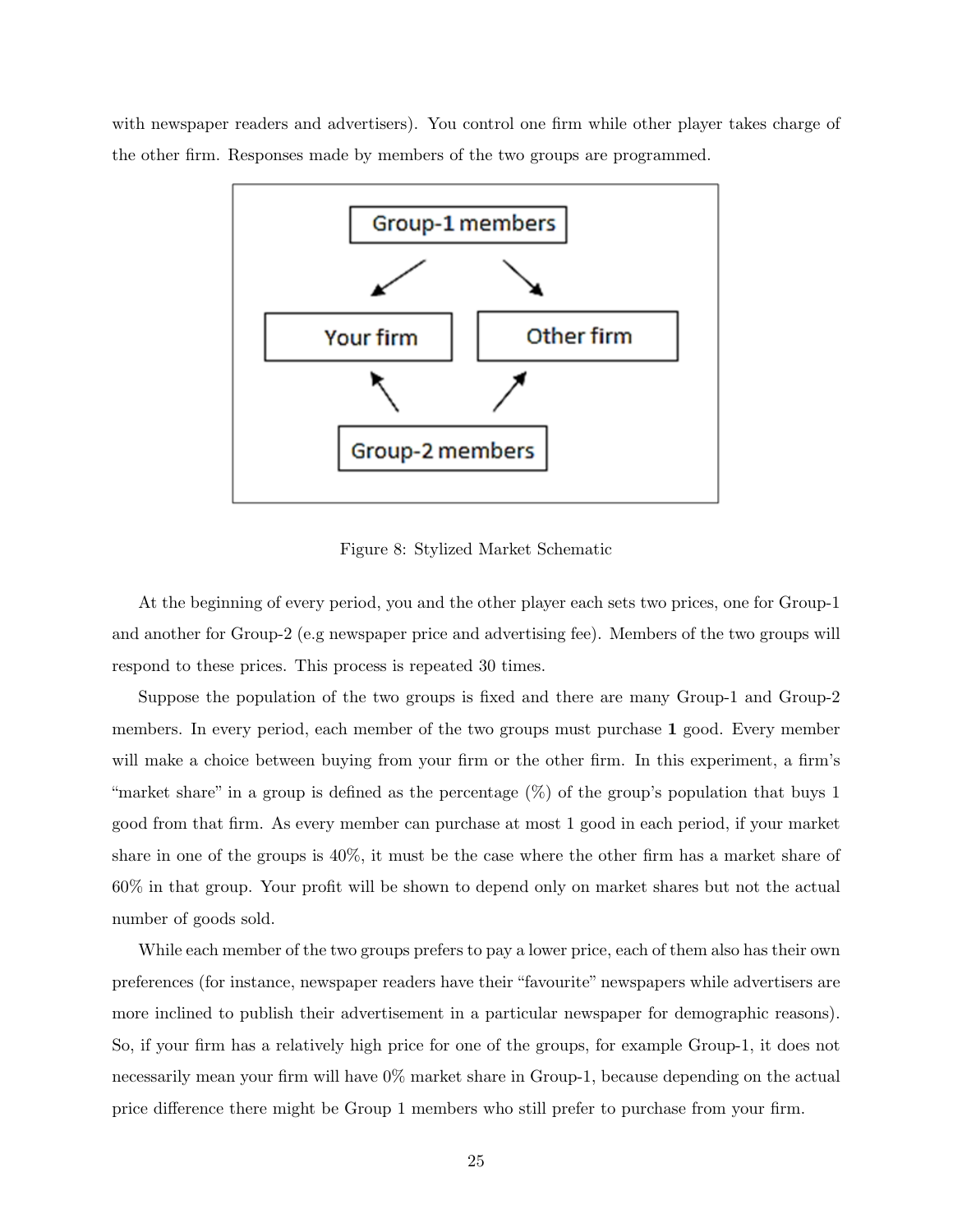with newspaper readers and advertisers). You control one firm while other player takes charge of the other firm. Responses made by members of the two groups are programmed.

Figure 8: Stylized Market Schematic

At the beginning of every period, you and the other player each sets two prices, one for Group-1 and another for Group-2 (e.g newspaper price and advertising fee). Members of the two groups will respond to these prices. This process is repeated 30 times.

Suppose the population of the two groups is fixed and there are many Group-1 and Group-2 members. In every period, each member of the two groups must purchase **1** good. Every member will make a choice between buying from your firm or the other firm. In this experiment, a firm's "market share" in a group is defined as the percentage (%) of the group's population that buys 1 good from that firm. As every member can purchase at most 1 good in each period, if your market share in one of the groups is 40%, it must be the case where the other firm has a market share of 60% in that group. Your profit will be shown to depend only on market shares but not the actual number of goods sold.

While each member of the two groups prefers to pay a lower price, each of them also has their own preferences (for instance, newspaper readers have their "favourite" newspapers while advertisers are more inclined to publish their advertisement in a particular newspaper for demographic reasons). So, if your firm has a relatively high price for one of the groups, for example Group-1, it does not necessarily mean your firm will have 0% market share in Group-1, because depending on the actual price difference there might be Group 1 members who still prefer to purchase from your firm.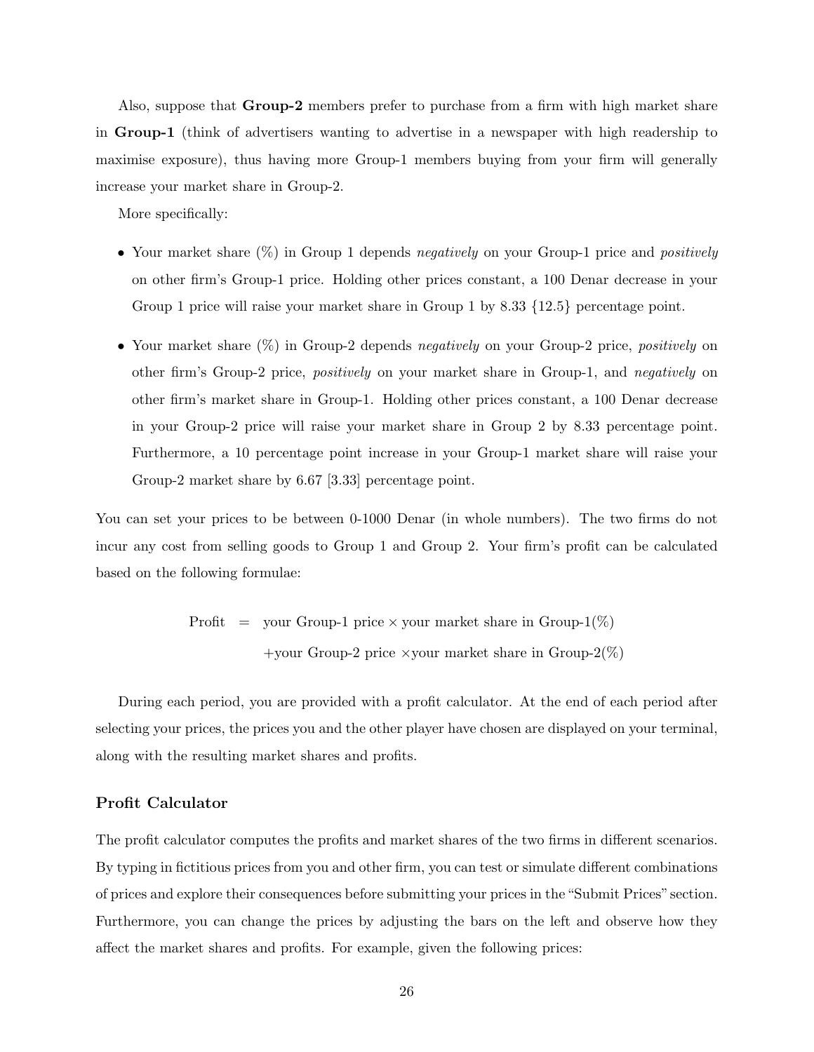Also, suppose that **Group-2** members prefer to purchase from a firm with high market share in **Group-1** (think of advertisers wanting to advertise in a newspaper with high readership to maximise exposure), thus having more Group-1 members buying from your firm will generally increase your market share in Group-2.

More specifically:

- Your market share (%) in Group 1 depends *negatively* on your Group-1 price and *positively* on other firm's Group-1 price. Holding other prices constant, a 100 Denar decrease in your Group 1 price will raise your market share in Group 1 by 8.33 {12.5} percentage point.
- Your market share (%) in Group-2 depends *negatively* on your Group-2 price, *positively* on other firm's Group-2 price, *positively* on your market share in Group-1, and *negatively* on other firm's market share in Group-1. Holding other prices constant, a 100 Denar decrease in your Group-2 price will raise your market share in Group 2 by 8.33 percentage point. Furthermore, a 10 percentage point increase in your Group-1 market share will raise your Group-2 market share by 6.67 [3.33] percentage point.

You can set your prices to be between 0-1000 Denar (in whole numbers). The two firms do not incur any cost from selling goods to Group 1 and Group 2. Your firm's profit can be calculated based on the following formulae:

$$\begin{aligned} \text{Profit} &= \text{your Group-1 price} \times \text{your market share in Group-1(\%)} \\ &\quad + \text{your Group-2 price} \times \text{your market share in Group-2(\%)} \end{aligned}$$

During each period, you are provided with a profit calculator. At the end of each period after selecting your prices, the prices you and the other player have chosen are displayed on your terminal, along with the resulting market shares and profits.

### Profit Calculator

The profit calculator computes the profits and market shares of the two firms in different scenarios. By typing in fictitious prices from you and other firm, you can test or simulate different combinations of prices and explore their consequences before submitting your prices in the "Submit Prices" section. Furthermore, you can change the prices by adjusting the bars on the left and observe how they affect the market shares and profits. For example, given the following prices: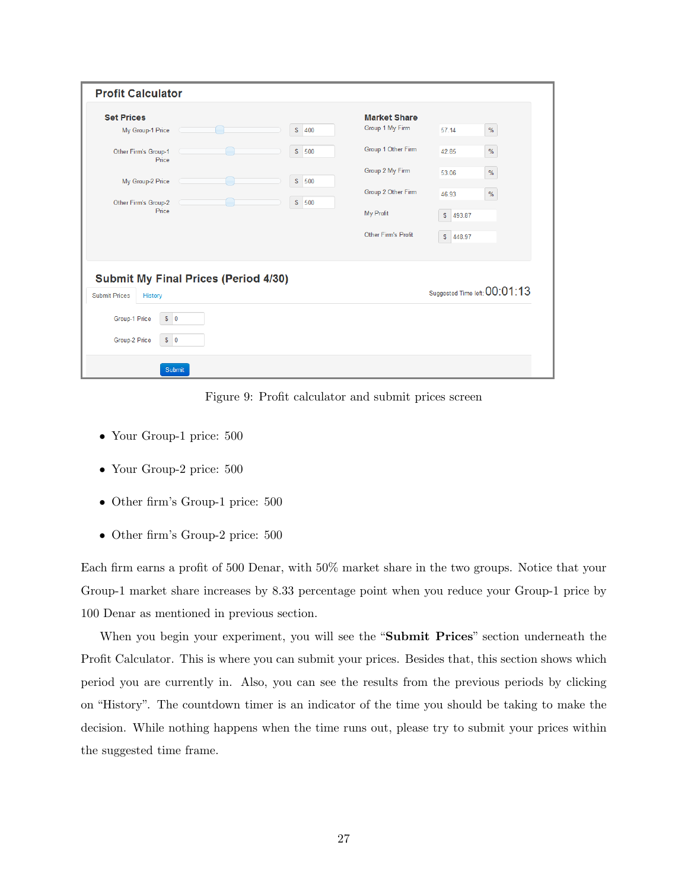| Profit Calculator | | | |
|---|---|---|---|
| **Set Prices** | | **Market Share** | |
| My Group-1 Price | $ 400 | Group 1 My Firm | 57.14 % |
| Other Firm's Group-1 Price | $ 500 | Group 1 Other Firm | 42.85 % |
| My Group-2 Price | $ 500 | Group 2 My Firm | 53.06 % |
| Other Firm's Group-2 Price | $ 500 | Group 2 Other Firm | 46.93 % |
| | | My Profit | $ 493.87 |
| | | Other Firm's Profit | $ 448.97 |

**Submit My Final Prices (Period 4/30)**

Submit Prices | History — Suggested Time left: 00:01:13

| | |
|---|---|
| Group-1 Price | $ 0 |
| Group-2 Price | $ 0 |

Submit

Figure 9: Profit calculator and submit prices screen

- Your Group-1 price: 500
- Your Group-2 price: 500
- Other firm's Group-1 price: 500
- Other firm's Group-2 price: 500

Each firm earns a profit of 500 Denar, with 50% market share in the two groups. Notice that your Group-1 market share increases by 8.33 percentage point when you reduce your Group-1 price by 100 Denar as mentioned in previous section.

When you begin your experiment, you will see the "**Submit Prices**" section underneath the Profit Calculator. This is where you can submit your prices. Besides that, this section shows which period you are currently in. Also, you can see the results from the previous periods by clicking on "History". The countdown timer is an indicator of the time you should be taking to make the decision. While nothing happens when the time runs out, please try to submit your prices within the suggested time frame.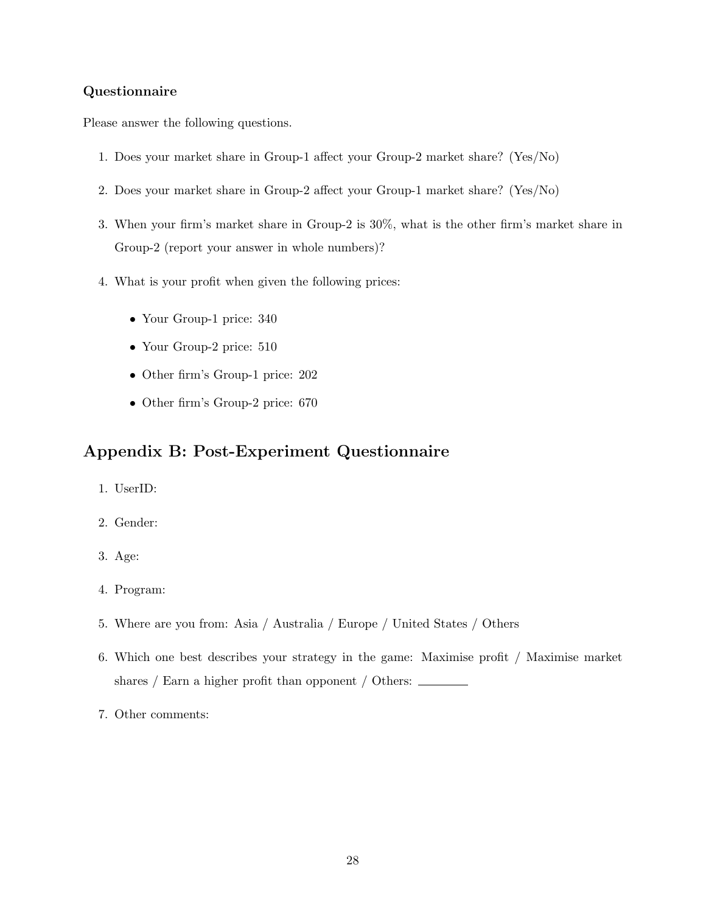### Questionnaire

Please answer the following questions.

1. Does your market share in Group-1 affect your Group-2 market share? (Yes/No)
2. Does your market share in Group-2 affect your Group-1 market share? (Yes/No)
3. When your firm's market share in Group-2 is 30%, what is the other firm's market share in Group-2 (report your answer in whole numbers)?
4. What is your profit when given the following prices:
   - Your Group-1 price: 340
   - Your Group-2 price: 510
   - Other firm's Group-1 price: 202
   - Other firm's Group-2 price: 670

## Appendix B: Post-Experiment Questionnaire

1. UserID:
2. Gender:
3. Age:
4. Program:
5. Where are you from: Asia / Australia / Europe / United States / Others
6. Which one best describes your strategy in the game: Maximise profit / Maximise market shares / Earn a higher profit than opponent / Others: ________
7. Other comments: